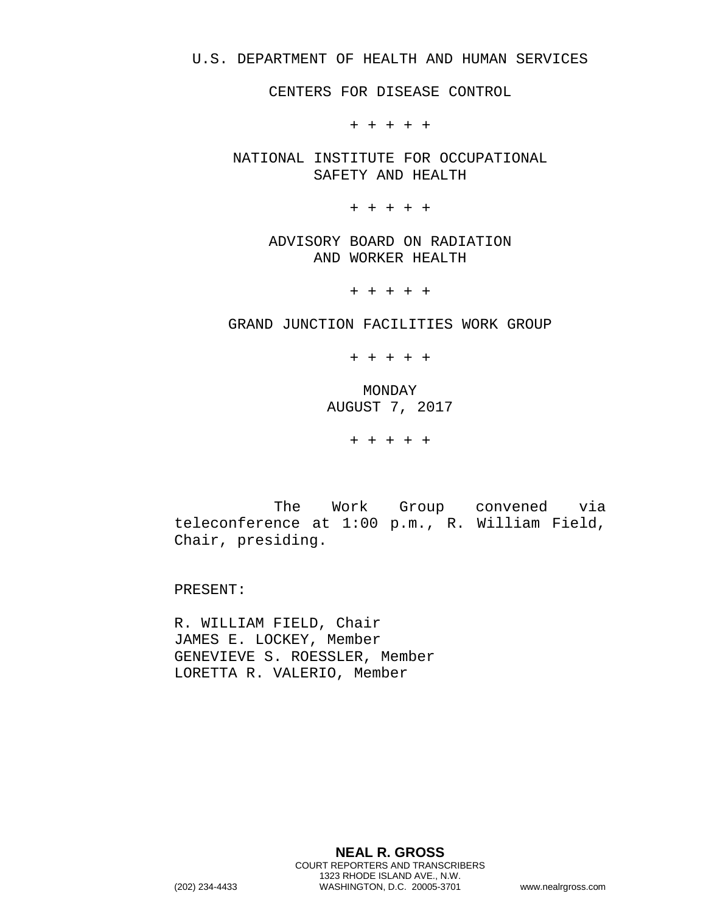U.S. DEPARTMENT OF HEALTH AND HUMAN SERVICES

CENTERS FOR DISEASE CONTROL

+ + + + +

NATIONAL INSTITUTE FOR OCCUPATIONAL SAFETY AND HEALTH

+ + + + +

ADVISORY BOARD ON RADIATION AND WORKER HEALTH

+ + + + +

GRAND JUNCTION FACILITIES WORK GROUP

+ + + + +

MONDAY
AUGUST 7, 2017

+ + + + +

The Work Group convened via teleconference at 1:00 p.m., R. William Field, Chair, presiding.

PRESENT:

R. WILLIAM FIELD, Chair
JAMES E. LOCKEY, Member
GENEVIEVE S. ROESSLER, Member
LORETTA R. VALERIO, Member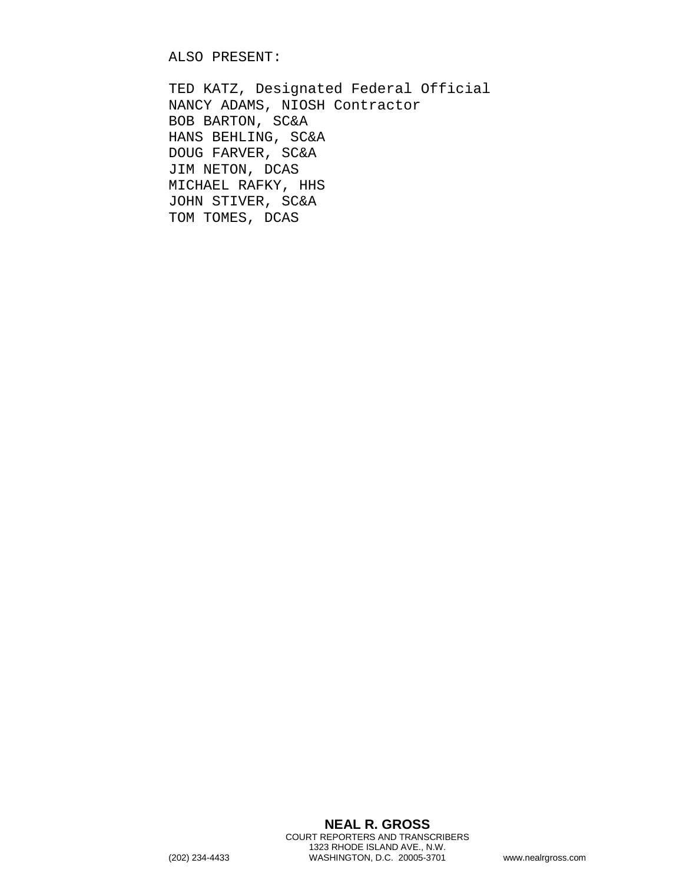ALSO PRESENT:

TED KATZ, Designated Federal Official
NANCY ADAMS, NIOSH Contractor
BOB BARTON, SC&A
HANS BEHLING, SC&A
DOUG FARVER, SC&A
JIM NETON, DCAS
MICHAEL RAFKY, HHS
JOHN STIVER, SC&A
TOM TOMES, DCAS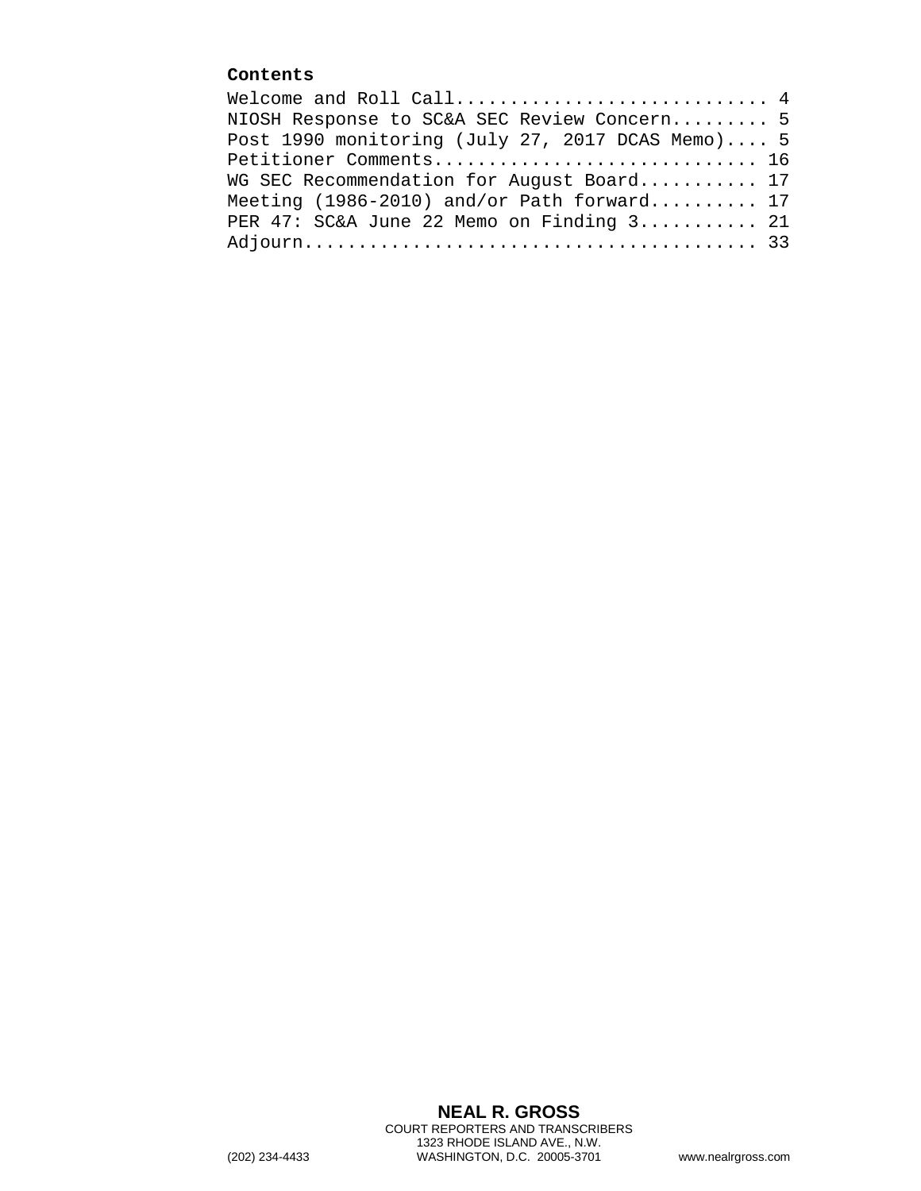**Contents**

Welcome and Roll Call............................ 4
NIOSH Response to SC&A SEC Review Concern......... 5
Post 1990 monitoring (July 27, 2017 DCAS Memo).... 5
Petitioner Comments............................. 16
WG SEC Recommendation for August Board........... 17
Meeting (1986-2010) and/or Path forward.......... 17
PER 47: SC&A June 22 Memo on Finding 3........... 21
Adjourn......................................... 33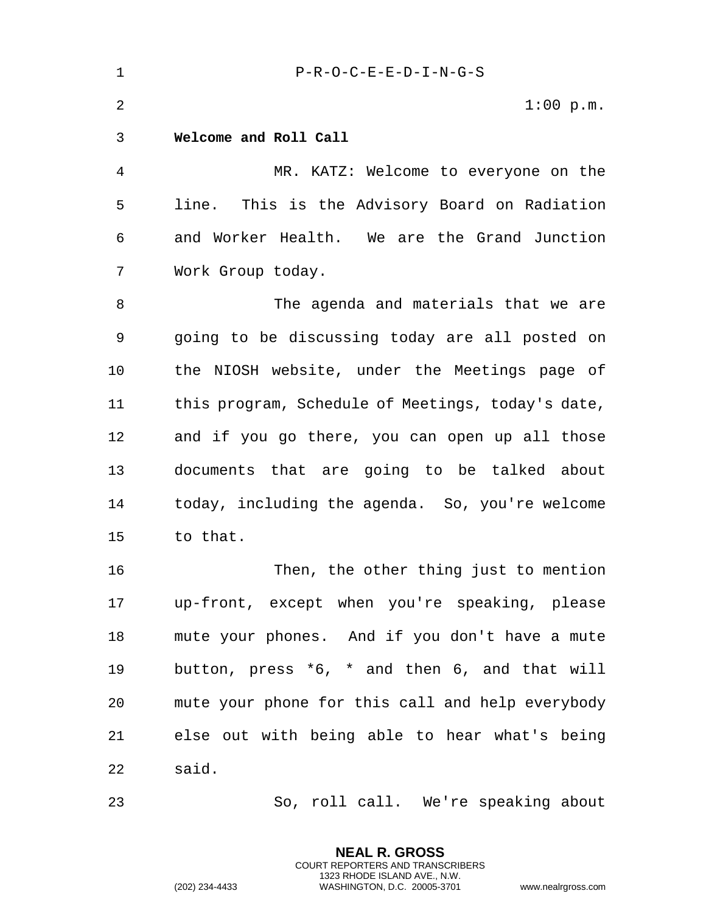P-R-O-C-E-E-D-I-N-G-S

1:00 p.m.

**Welcome and Roll Call**

MR. KATZ: Welcome to everyone on the line. This is the Advisory Board on Radiation and Worker Health. We are the Grand Junction Work Group today.

The agenda and materials that we are going to be discussing today are all posted on the NIOSH website, under the Meetings page of this program, Schedule of Meetings, today's date, and if you go there, you can open up all those documents that are going to be talked about today, including the agenda. So, you're welcome to that.

Then, the other thing just to mention up-front, except when you're speaking, please mute your phones. And if you don't have a mute button, press *6, * and then 6, and that will mute your phone for this call and help everybody else out with being able to hear what's being said.

So, roll call. We're speaking about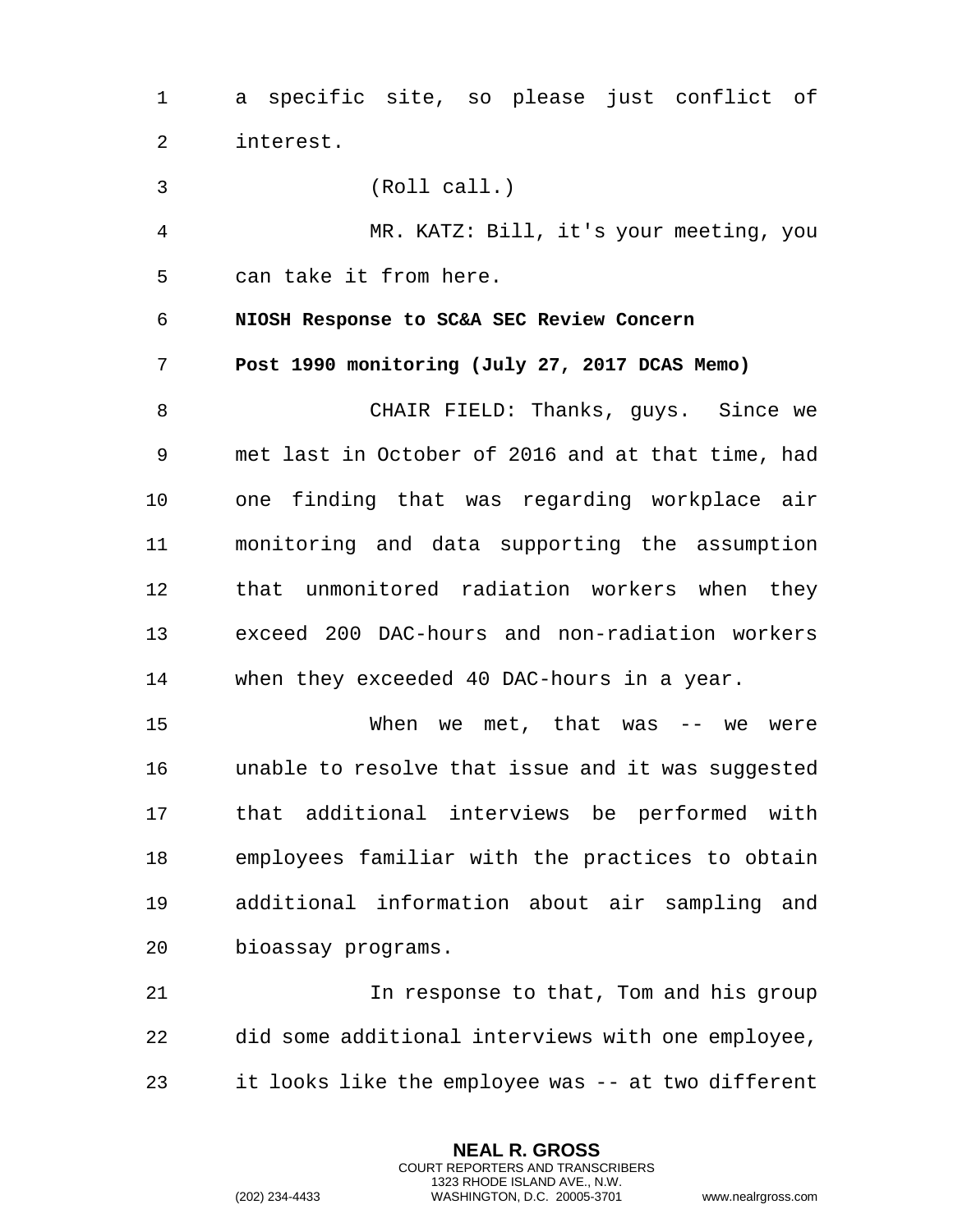a specific site, so please just conflict of interest.

(Roll call.)

MR. KATZ: Bill, it's your meeting, you can take it from here.

**NIOSH Response to SC&A SEC Review Concern**

**Post 1990 monitoring (July 27, 2017 DCAS Memo)**

CHAIR FIELD: Thanks, guys. Since we met last in October of 2016 and at that time, had one finding that was regarding workplace air monitoring and data supporting the assumption that unmonitored radiation workers when they exceed 200 DAC-hours and non-radiation workers when they exceeded 40 DAC-hours in a year.

When we met, that was -- we were unable to resolve that issue and it was suggested that additional interviews be performed with employees familiar with the practices to obtain additional information about air sampling and bioassay programs.

In response to that, Tom and his group did some additional interviews with one employee, it looks like the employee was -- at two different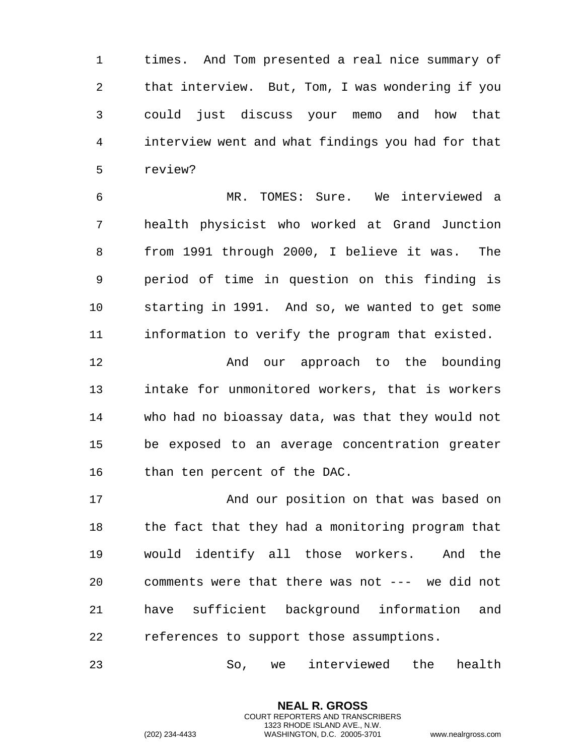times. And Tom presented a real nice summary of that interview. But, Tom, I was wondering if you could just discuss your memo and how that interview went and what findings you had for that review?

MR. TOMES: Sure. We interviewed a health physicist who worked at Grand Junction from 1991 through 2000, I believe it was. The period of time in question on this finding is starting in 1991. And so, we wanted to get some information to verify the program that existed.

And our approach to the bounding intake for unmonitored workers, that is workers who had no bioassay data, was that they would not be exposed to an average concentration greater than ten percent of the DAC.

And our position on that was based on the fact that they had a monitoring program that would identify all those workers. And the comments were that there was not --- we did not have sufficient background information and references to support those assumptions.

So, we interviewed the health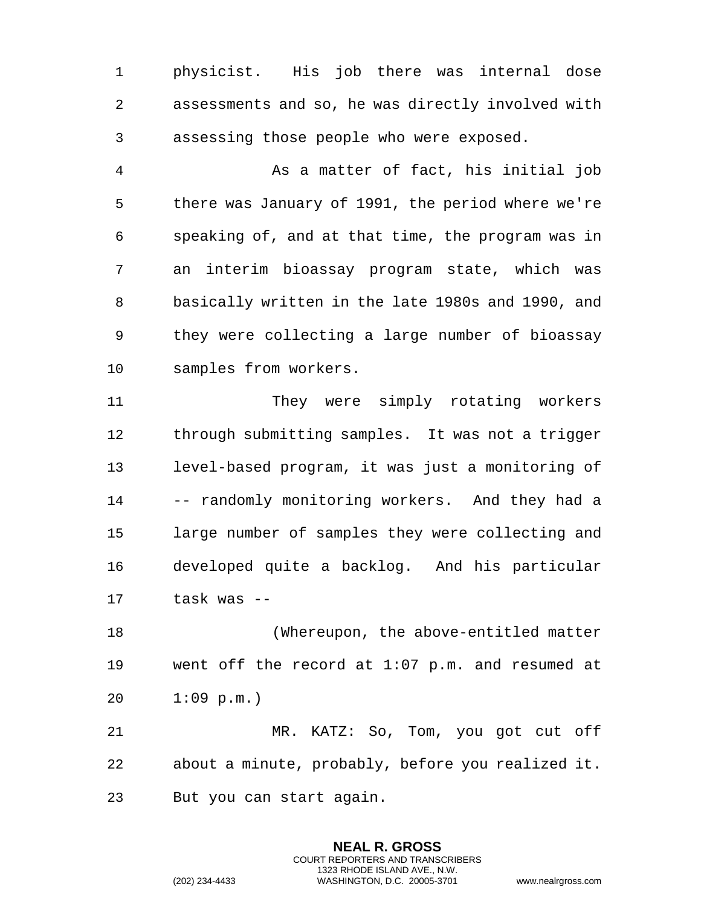physicist. His job there was internal dose assessments and so, he was directly involved with assessing those people who were exposed.

As a matter of fact, his initial job there was January of 1991, the period where we're speaking of, and at that time, the program was in an interim bioassay program state, which was basically written in the late 1980s and 1990, and they were collecting a large number of bioassay samples from workers.

They were simply rotating workers through submitting samples. It was not a trigger level-based program, it was just a monitoring of -- randomly monitoring workers. And they had a large number of samples they were collecting and developed quite a backlog. And his particular task was --

(Whereupon, the above-entitled matter went off the record at 1:07 p.m. and resumed at 1:09 p.m.)

MR. KATZ: So, Tom, you got cut off about a minute, probably, before you realized it. But you can start again.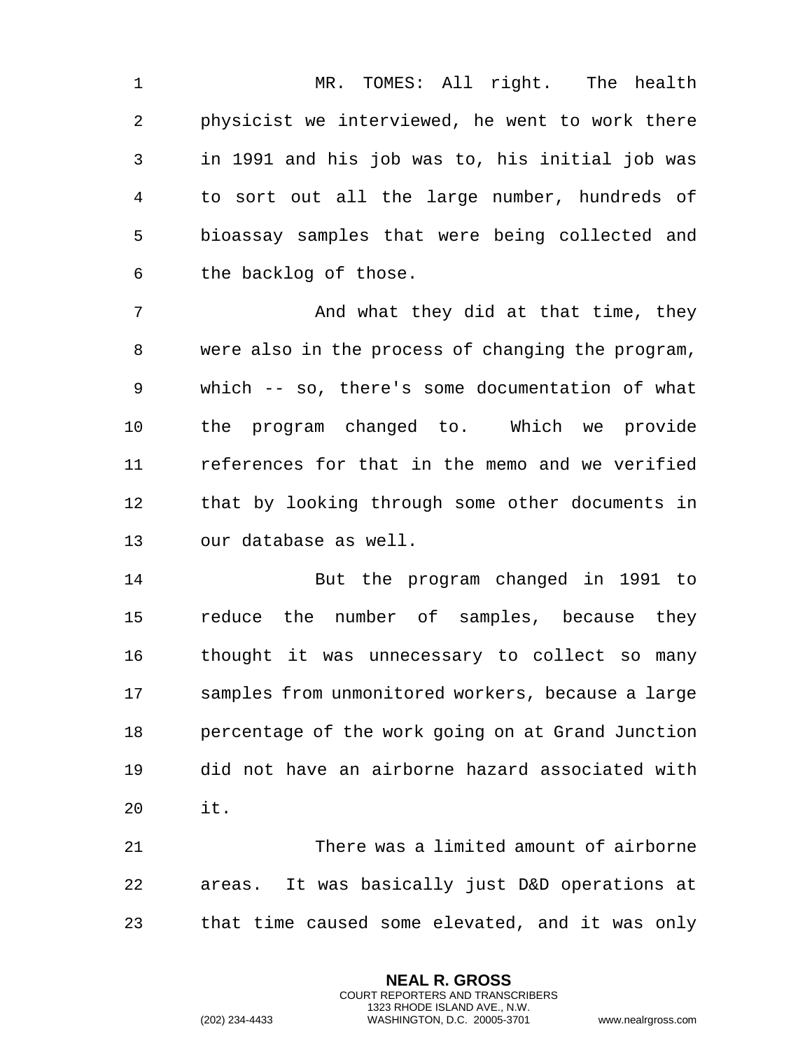MR. TOMES: All right. The health physicist we interviewed, he went to work there in 1991 and his job was to, his initial job was to sort out all the large number, hundreds of bioassay samples that were being collected and the backlog of those.

And what they did at that time, they were also in the process of changing the program, which -- so, there's some documentation of what the program changed to. Which we provide references for that in the memo and we verified that by looking through some other documents in our database as well.

But the program changed in 1991 to reduce the number of samples, because they thought it was unnecessary to collect so many samples from unmonitored workers, because a large percentage of the work going on at Grand Junction did not have an airborne hazard associated with it.

There was a limited amount of airborne areas. It was basically just D&D operations at that time caused some elevated, and it was only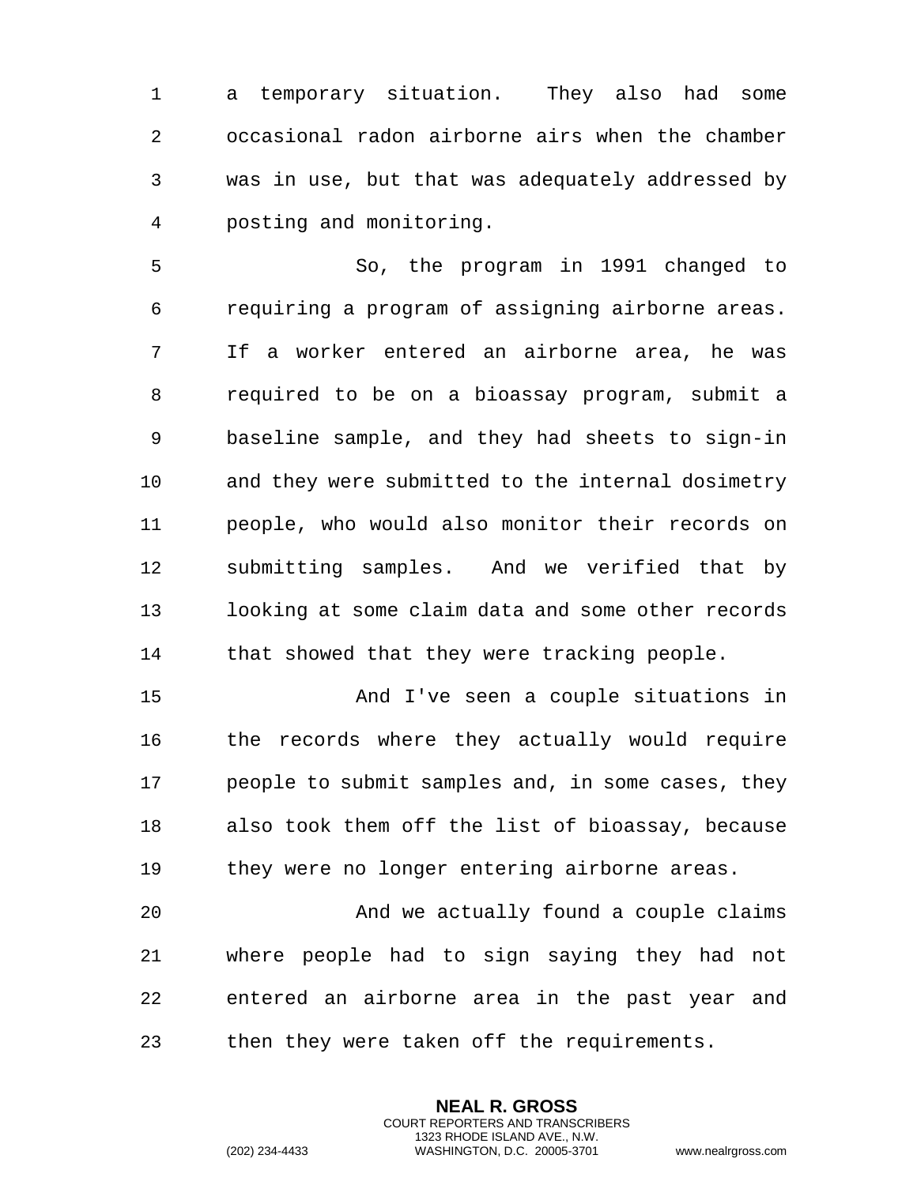a temporary situation. They also had some occasional radon airborne airs when the chamber was in use, but that was adequately addressed by posting and monitoring.

So, the program in 1991 changed to requiring a program of assigning airborne areas. If a worker entered an airborne area, he was required to be on a bioassay program, submit a baseline sample, and they had sheets to sign-in and they were submitted to the internal dosimetry people, who would also monitor their records on submitting samples. And we verified that by looking at some claim data and some other records that showed that they were tracking people.

And I've seen a couple situations in the records where they actually would require people to submit samples and, in some cases, they also took them off the list of bioassay, because they were no longer entering airborne areas.

And we actually found a couple claims where people had to sign saying they had not entered an airborne area in the past year and then they were taken off the requirements.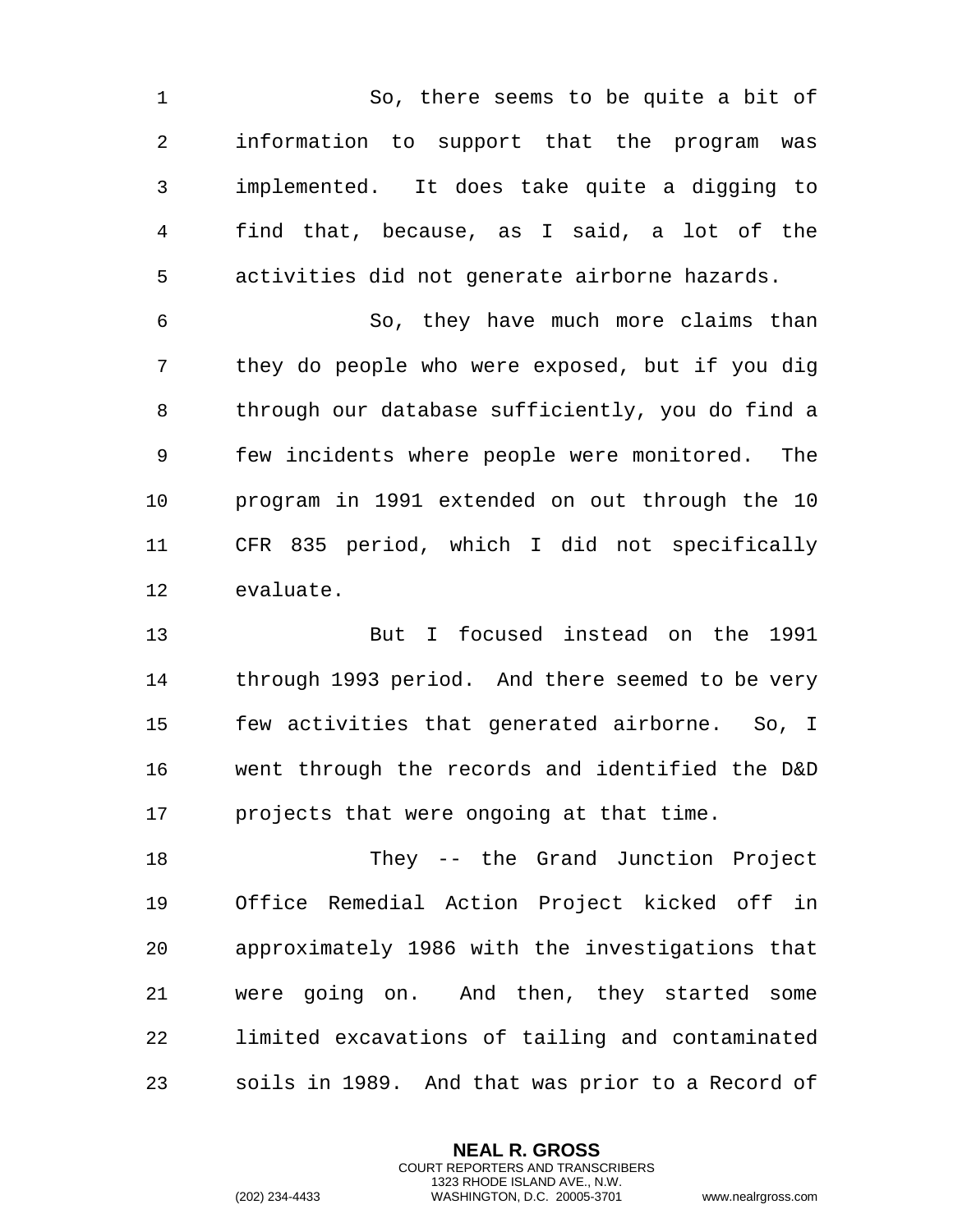So, there seems to be quite a bit of information to support that the program was implemented. It does take quite a digging to find that, because, as I said, a lot of the activities did not generate airborne hazards.

So, they have much more claims than they do people who were exposed, but if you dig through our database sufficiently, you do find a few incidents where people were monitored. The program in 1991 extended on out through the 10 CFR 835 period, which I did not specifically evaluate.

But I focused instead on the 1991 through 1993 period. And there seemed to be very few activities that generated airborne. So, I went through the records and identified the D&D projects that were ongoing at that time.

They -- the Grand Junction Project Office Remedial Action Project kicked off in approximately 1986 with the investigations that were going on. And then, they started some limited excavations of tailing and contaminated soils in 1989. And that was prior to a Record of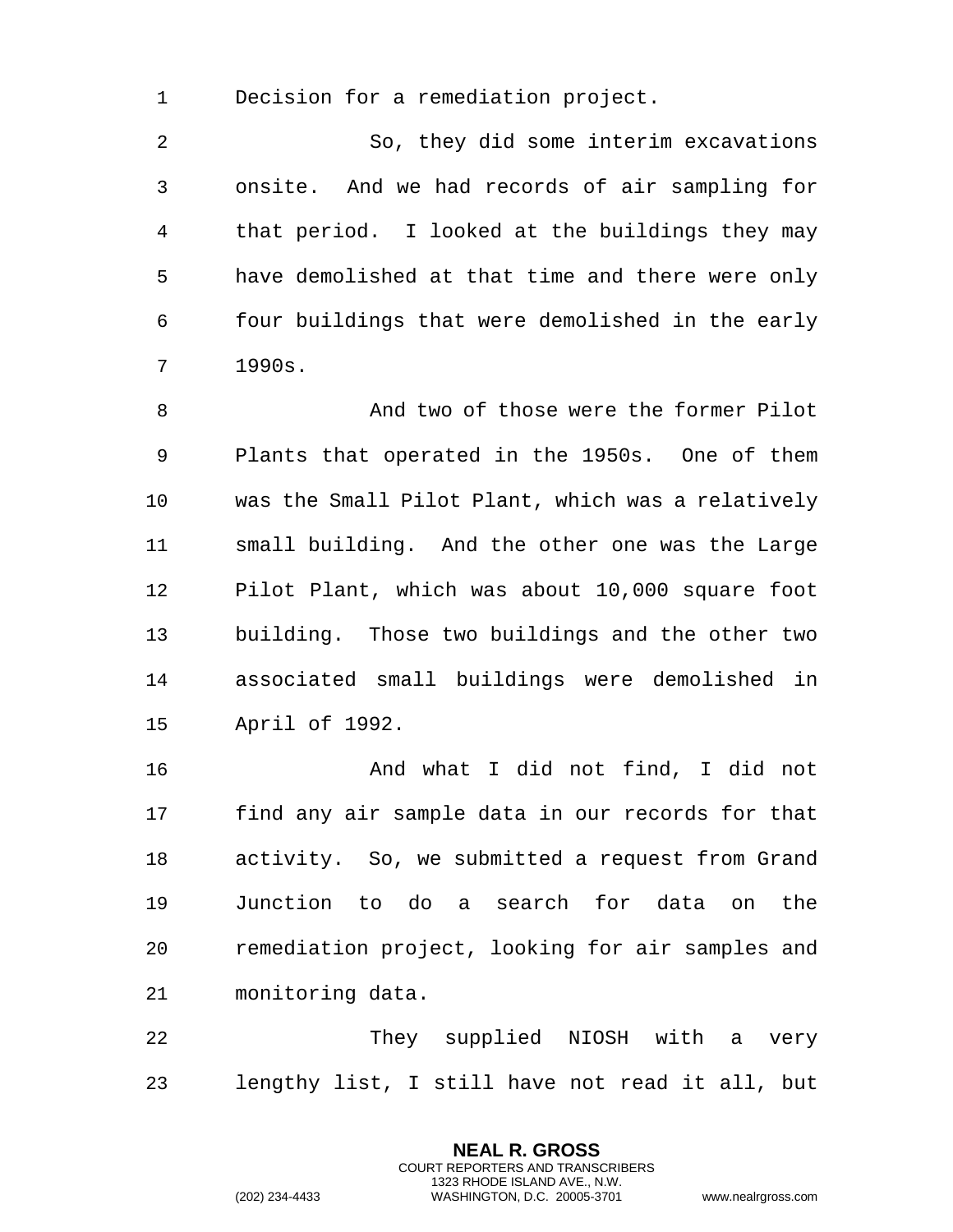Decision for a remediation project.

So, they did some interim excavations onsite. And we had records of air sampling for that period. I looked at the buildings they may have demolished at that time and there were only four buildings that were demolished in the early 1990s.

And two of those were the former Pilot Plants that operated in the 1950s. One of them was the Small Pilot Plant, which was a relatively small building. And the other one was the Large Pilot Plant, which was about 10,000 square foot building. Those two buildings and the other two associated small buildings were demolished in April of 1992.

And what I did not find, I did not find any air sample data in our records for that activity. So, we submitted a request from Grand Junction to do a search for data on the remediation project, looking for air samples and monitoring data.

They supplied NIOSH with a very lengthy list, I still have not read it all, but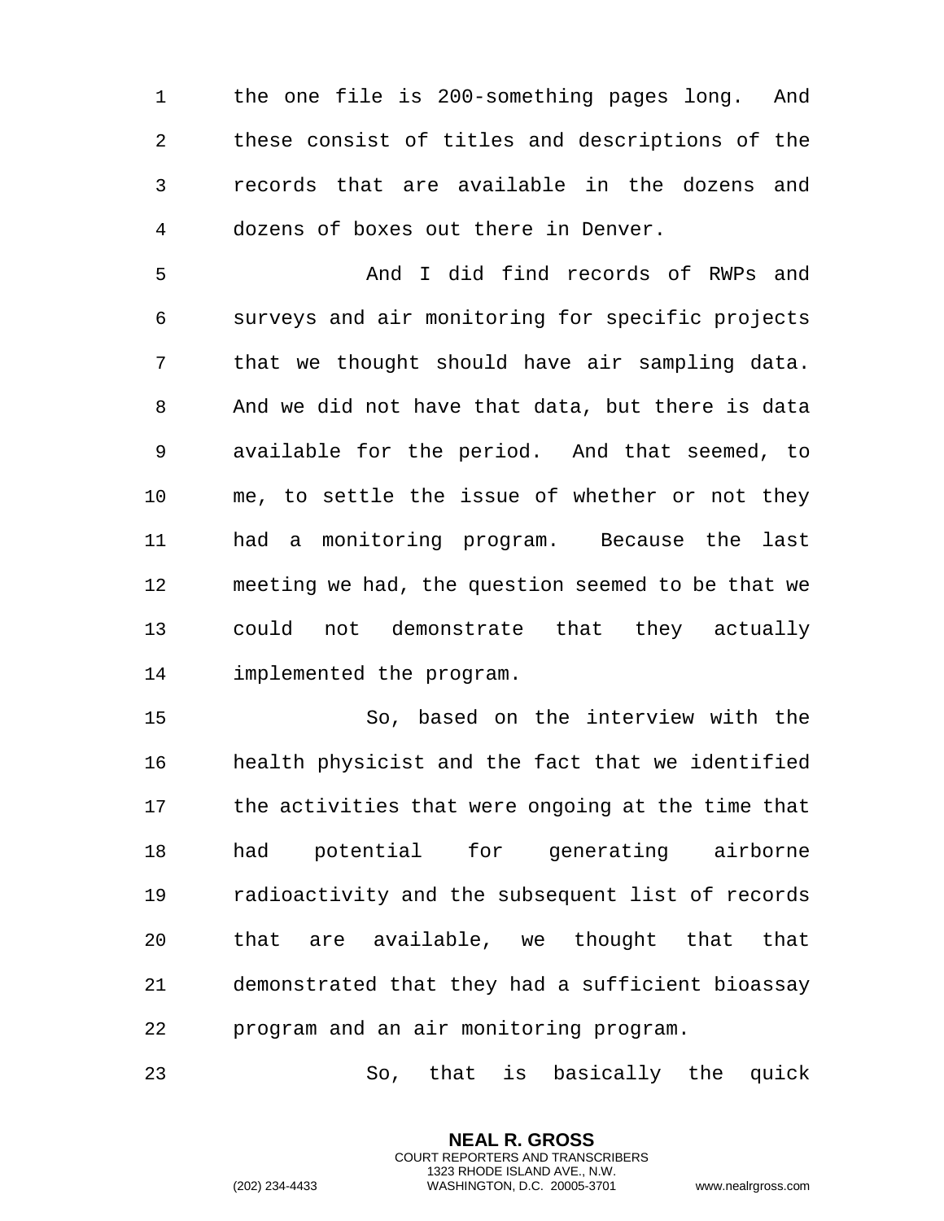the one file is 200-something pages long. And these consist of titles and descriptions of the records that are available in the dozens and dozens of boxes out there in Denver.

And I did find records of RWPs and surveys and air monitoring for specific projects that we thought should have air sampling data. And we did not have that data, but there is data available for the period. And that seemed, to me, to settle the issue of whether or not they had a monitoring program. Because the last meeting we had, the question seemed to be that we could not demonstrate that they actually implemented the program.

So, based on the interview with the health physicist and the fact that we identified the activities that were ongoing at the time that had potential for generating airborne radioactivity and the subsequent list of records that are available, we thought that that demonstrated that they had a sufficient bioassay program and an air monitoring program.

So, that is basically the quick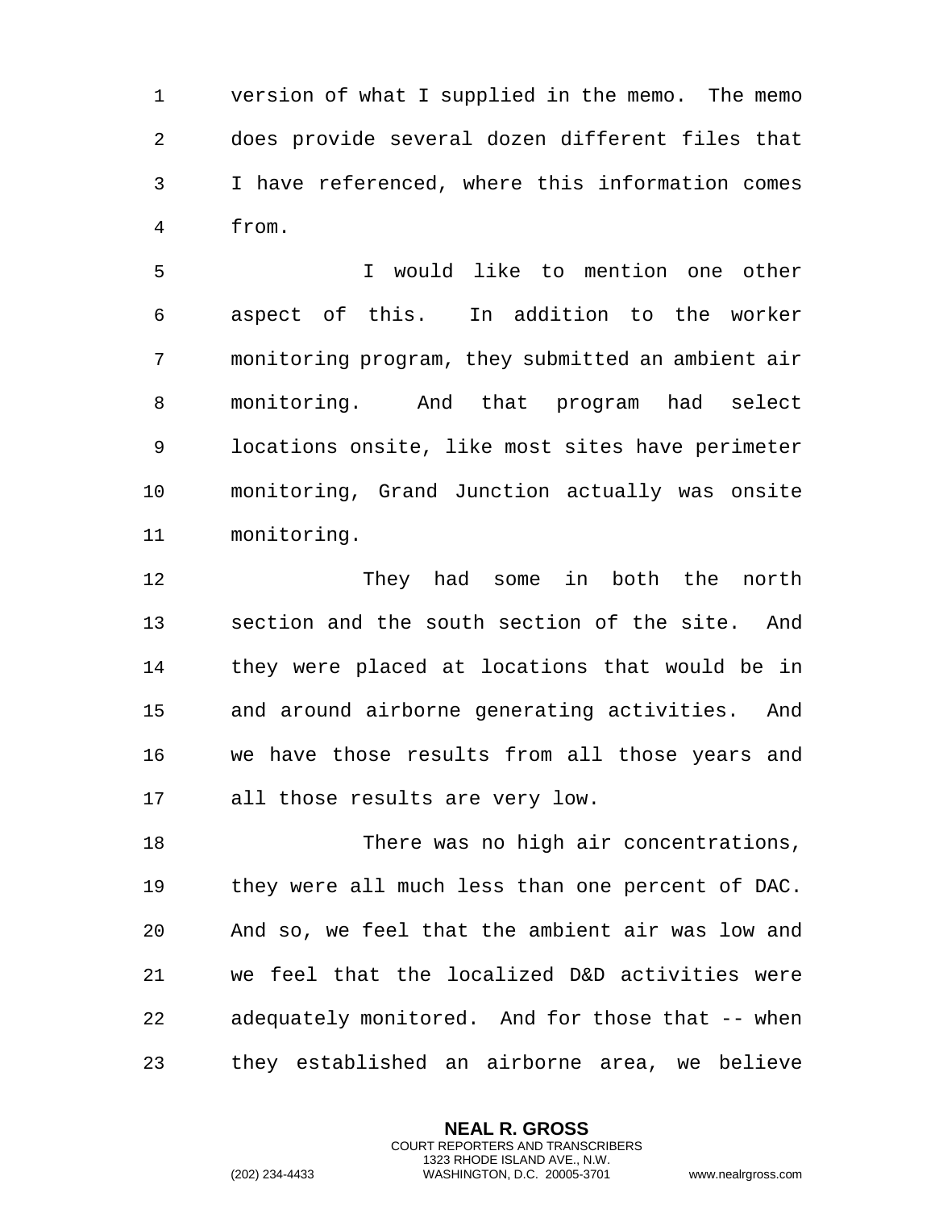version of what I supplied in the memo. The memo does provide several dozen different files that I have referenced, where this information comes from.

I would like to mention one other aspect of this. In addition to the worker monitoring program, they submitted an ambient air monitoring. And that program had select locations onsite, like most sites have perimeter monitoring, Grand Junction actually was onsite monitoring.

They had some in both the north section and the south section of the site. And they were placed at locations that would be in and around airborne generating activities. And we have those results from all those years and all those results are very low.

There was no high air concentrations, they were all much less than one percent of DAC. And so, we feel that the ambient air was low and we feel that the localized D&D activities were adequately monitored. And for those that -- when they established an airborne area, we believe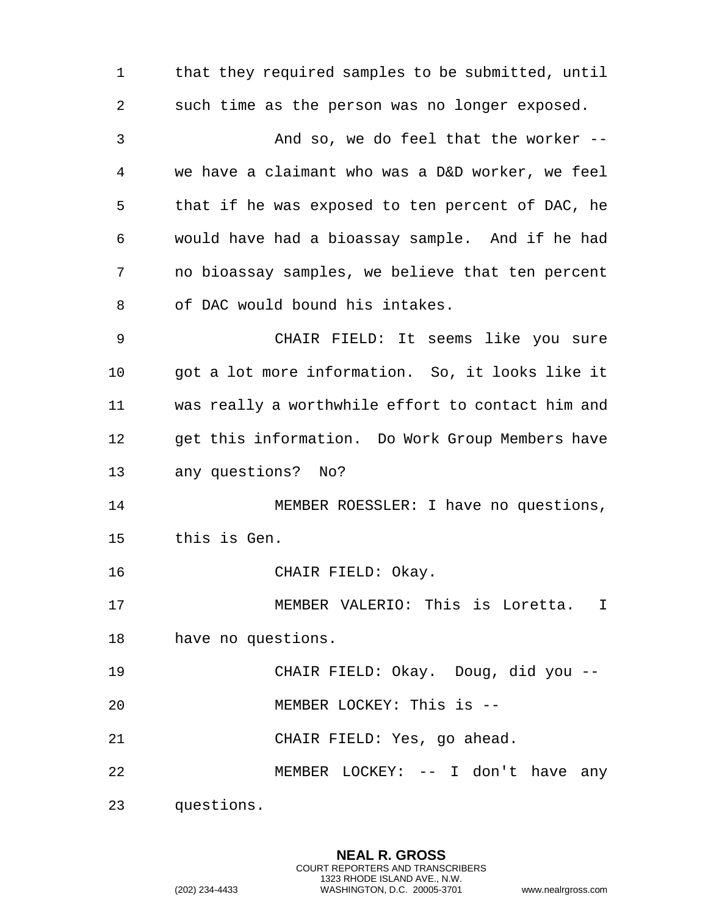that they required samples to be submitted, until such time as the person was no longer exposed.

And so, we do feel that the worker -- we have a claimant who was a D&D worker, we feel that if he was exposed to ten percent of DAC, he would have had a bioassay sample. And if he had no bioassay samples, we believe that ten percent of DAC would bound his intakes.

CHAIR FIELD: It seems like you sure got a lot more information. So, it looks like it was really a worthwhile effort to contact him and get this information. Do Work Group Members have any questions? No?

MEMBER ROESSLER: I have no questions, this is Gen.

CHAIR FIELD: Okay.

MEMBER VALERIO: This is Loretta. I have no questions.

CHAIR FIELD: Okay. Doug, did you --

MEMBER LOCKEY: This is --

CHAIR FIELD: Yes, go ahead.

MEMBER LOCKEY: -- I don't have any questions.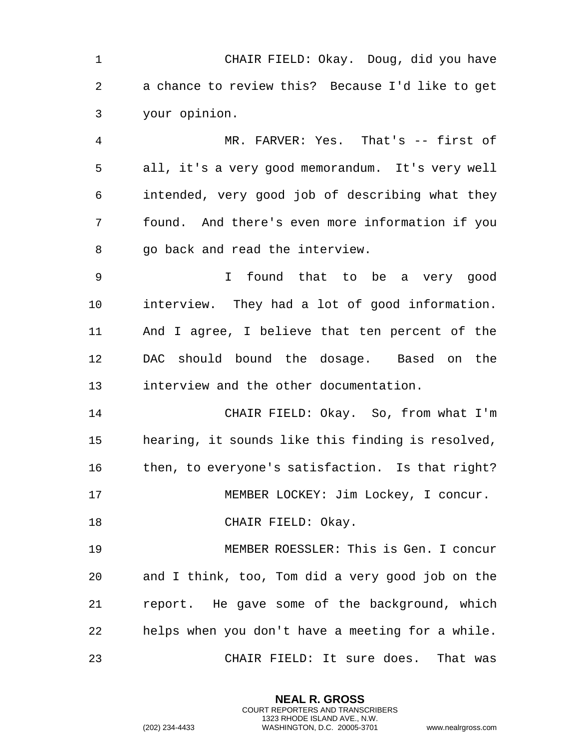CHAIR FIELD: Okay. Doug, did you have a chance to review this? Because I'd like to get your opinion.

MR. FARVER: Yes. That's -- first of all, it's a very good memorandum. It's very well intended, very good job of describing what they found. And there's even more information if you go back and read the interview.

I found that to be a very good interview. They had a lot of good information. And I agree, I believe that ten percent of the DAC should bound the dosage. Based on the interview and the other documentation.

CHAIR FIELD: Okay. So, from what I'm hearing, it sounds like this finding is resolved, then, to everyone's satisfaction. Is that right?

MEMBER LOCKEY: Jim Lockey, I concur.

CHAIR FIELD: Okay.

MEMBER ROESSLER: This is Gen. I concur and I think, too, Tom did a very good job on the report. He gave some of the background, which helps when you don't have a meeting for a while.

CHAIR FIELD: It sure does. That was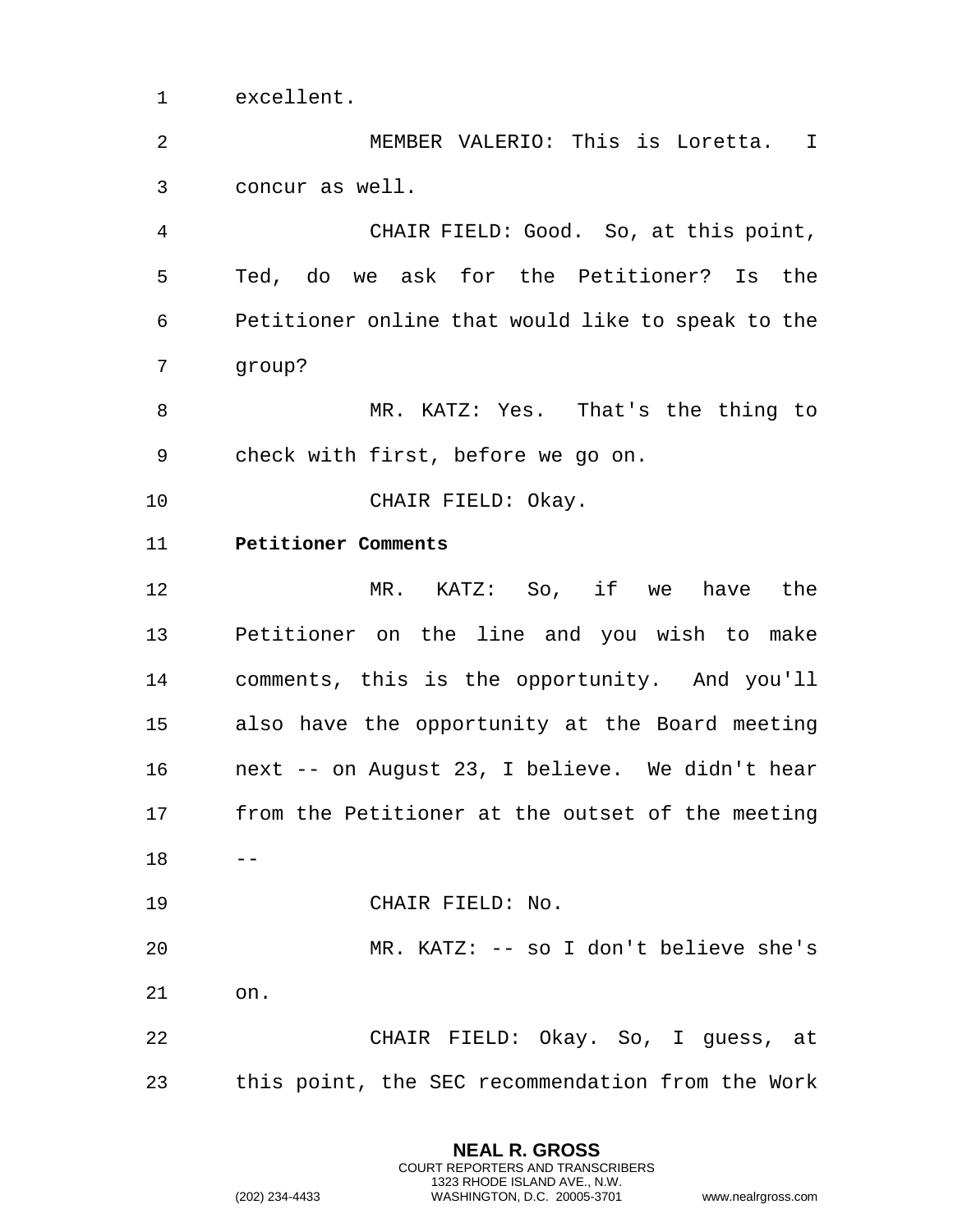excellent.

MEMBER VALERIO: This is Loretta. I concur as well.

CHAIR FIELD: Good. So, at this point, Ted, do we ask for the Petitioner? Is the Petitioner online that would like to speak to the group?

MR. KATZ: Yes. That's the thing to check with first, before we go on.

CHAIR FIELD: Okay.

**Petitioner Comments**

MR. KATZ: So, if we have the Petitioner on the line and you wish to make comments, this is the opportunity. And you'll also have the opportunity at the Board meeting next -- on August 23, I believe. We didn't hear from the Petitioner at the outset of the meeting --

CHAIR FIELD: No.

MR. KATZ: -- so I don't believe she's on.

CHAIR FIELD: Okay. So, I guess, at this point, the SEC recommendation from the Work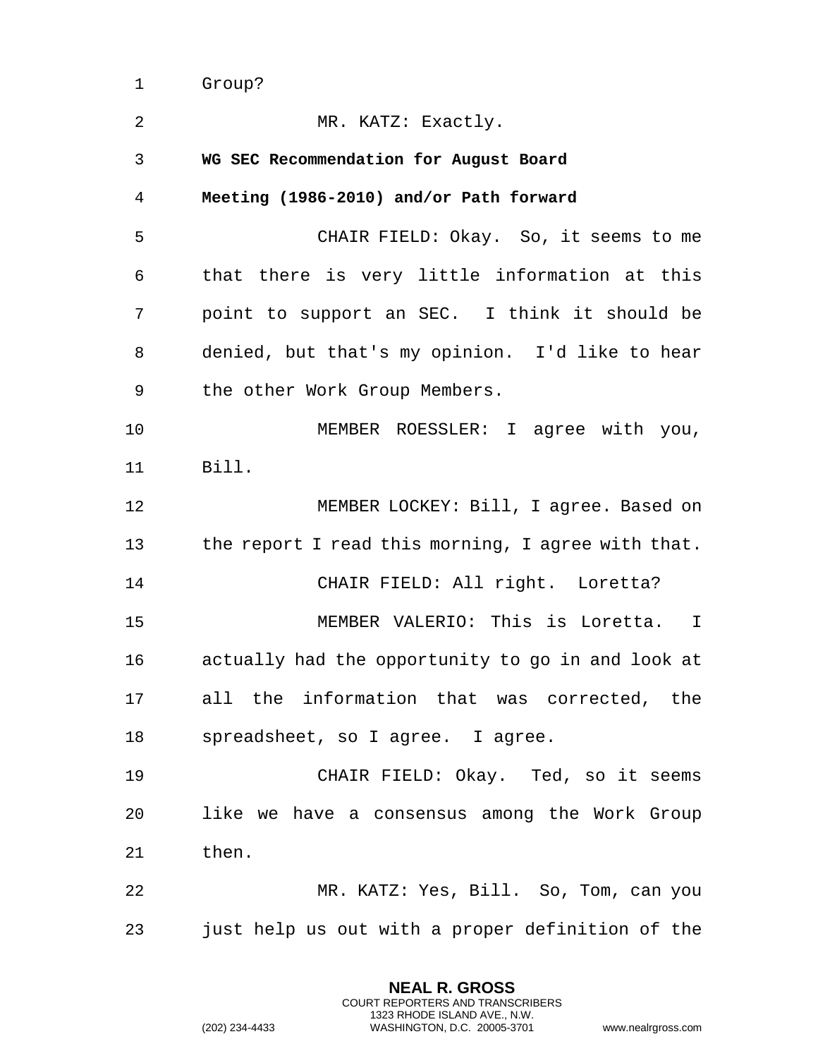Group?

MR. KATZ: Exactly.

**WG SEC Recommendation for August Board Meeting (1986-2010) and/or Path forward**

CHAIR FIELD: Okay. So, it seems to me that there is very little information at this point to support an SEC. I think it should be denied, but that's my opinion. I'd like to hear the other Work Group Members.

MEMBER ROESSLER: I agree with you, Bill.

MEMBER LOCKEY: Bill, I agree. Based on the report I read this morning, I agree with that.

CHAIR FIELD: All right. Loretta?

MEMBER VALERIO: This is Loretta. I actually had the opportunity to go in and look at all the information that was corrected, the spreadsheet, so I agree. I agree.

CHAIR FIELD: Okay. Ted, so it seems like we have a consensus among the Work Group then.

MR. KATZ: Yes, Bill. So, Tom, can you just help us out with a proper definition of the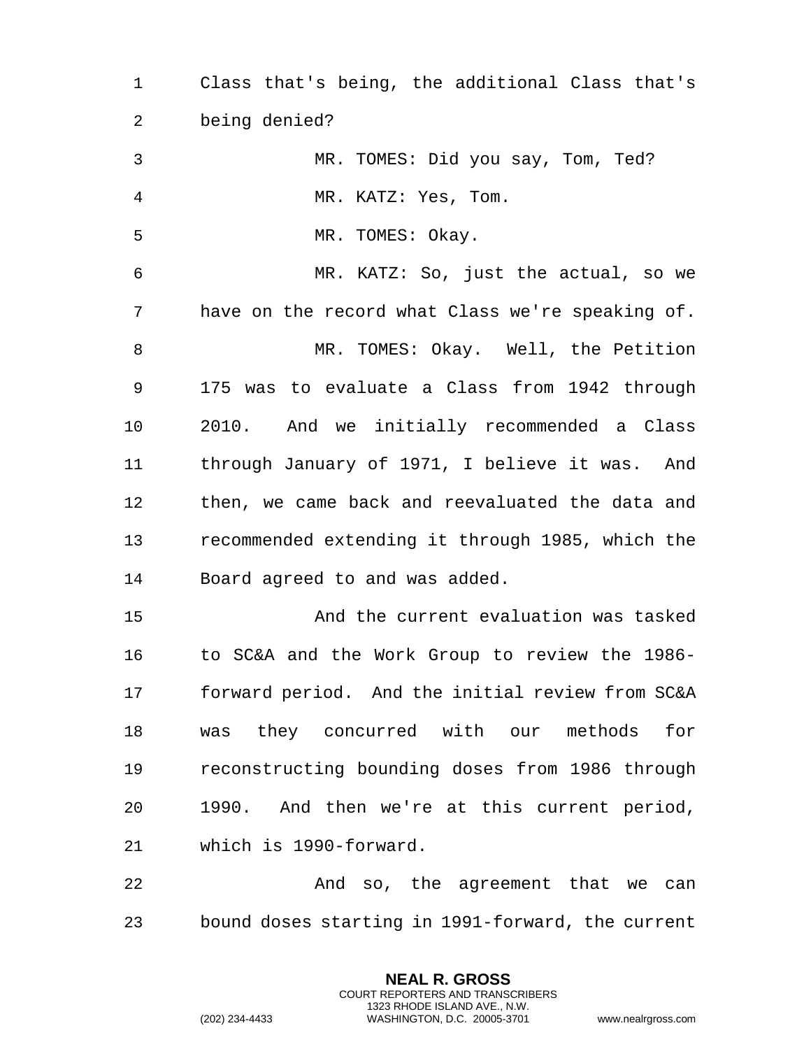Class that's being, the additional Class that's being denied?

MR. TOMES: Did you say, Tom, Ted?

MR. KATZ: Yes, Tom.

MR. TOMES: Okay.

MR. KATZ: So, just the actual, so we have on the record what Class we're speaking of.

MR. TOMES: Okay. Well, the Petition 175 was to evaluate a Class from 1942 through 2010. And we initially recommended a Class through January of 1971, I believe it was. And then, we came back and reevaluated the data and recommended extending it through 1985, which the Board agreed to and was added.

And the current evaluation was tasked to SC&A and the Work Group to review the 1986-forward period. And the initial review from SC&A was they concurred with our methods for reconstructing bounding doses from 1986 through 1990. And then we're at this current period, which is 1990-forward.

And so, the agreement that we can bound doses starting in 1991-forward, the current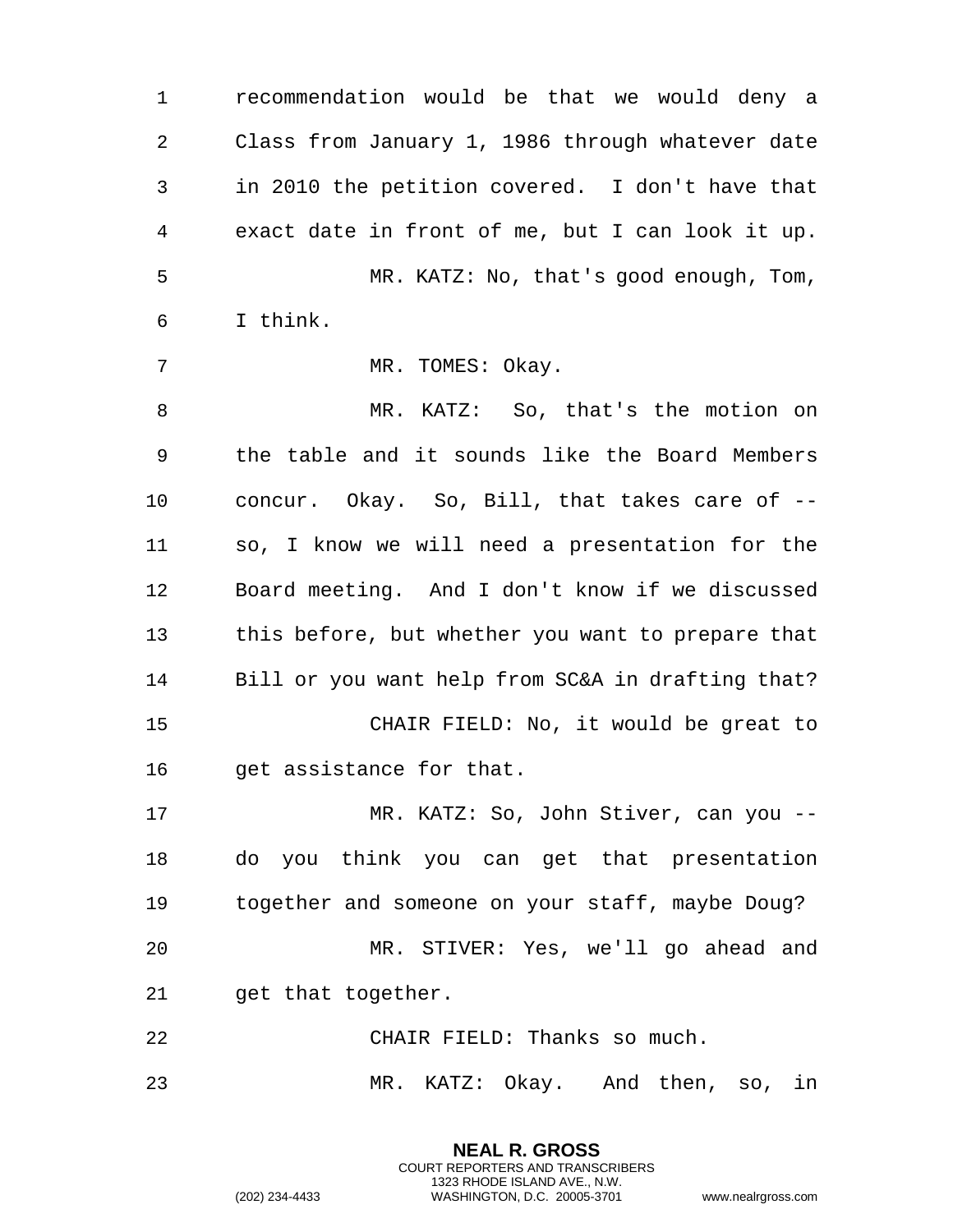recommendation would be that we would deny a Class from January 1, 1986 through whatever date in 2010 the petition covered. I don't have that exact date in front of me, but I can look it up.

MR. KATZ: No, that's good enough, Tom, I think.

MR. TOMES: Okay.

MR. KATZ: So, that's the motion on the table and it sounds like the Board Members concur. Okay. So, Bill, that takes care of -- so, I know we will need a presentation for the Board meeting. And I don't know if we discussed this before, but whether you want to prepare that Bill or you want help from SC&A in drafting that?

CHAIR FIELD: No, it would be great to get assistance for that.

MR. KATZ: So, John Stiver, can you -- do you think you can get that presentation together and someone on your staff, maybe Doug?

MR. STIVER: Yes, we'll go ahead and get that together.

CHAIR FIELD: Thanks so much.

MR. KATZ: Okay. And then, so, in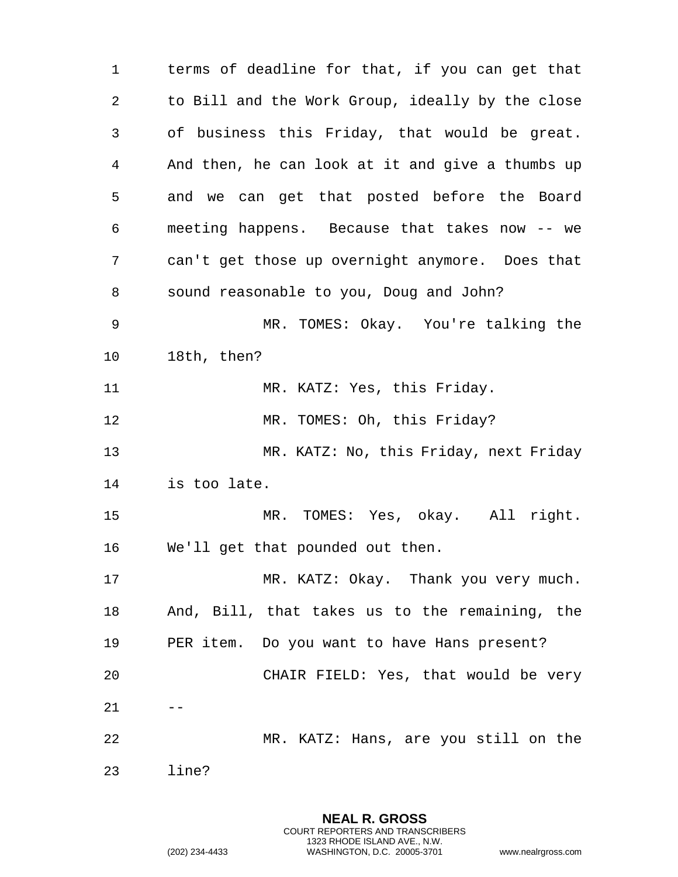terms of deadline for that, if you can get that to Bill and the Work Group, ideally by the close of business this Friday, that would be great. And then, he can look at it and give a thumbs up and we can get that posted before the Board meeting happens. Because that takes now -- we can't get those up overnight anymore. Does that sound reasonable to you, Doug and John?

MR. TOMES: Okay. You're talking the 18th, then?

MR. KATZ: Yes, this Friday.

MR. TOMES: Oh, this Friday?

MR. KATZ: No, this Friday, next Friday is too late.

MR. TOMES: Yes, okay. All right. We'll get that pounded out then.

MR. KATZ: Okay. Thank you very much. And, Bill, that takes us to the remaining, the PER item. Do you want to have Hans present?

CHAIR FIELD: Yes, that would be very --

MR. KATZ: Hans, are you still on the line?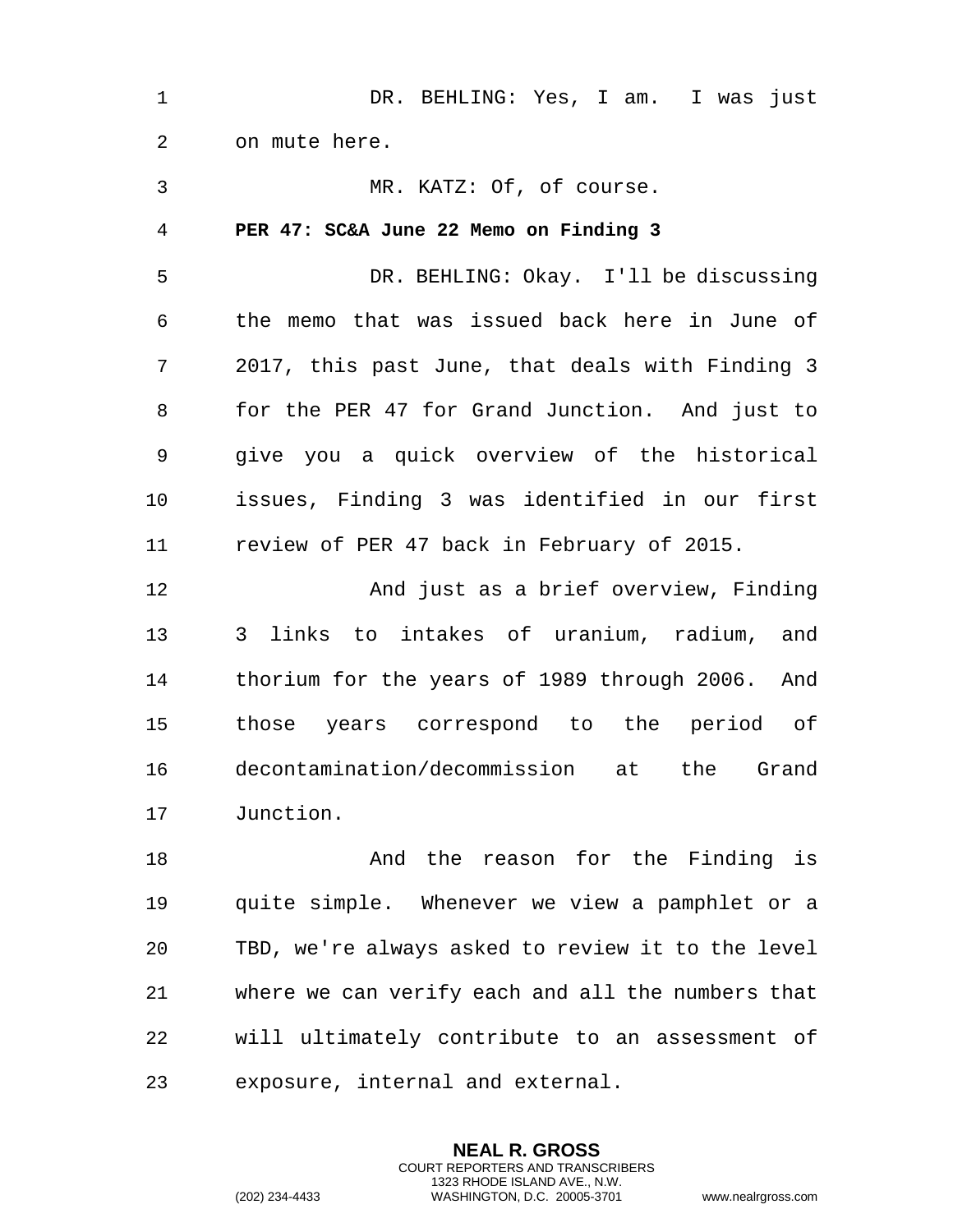DR. BEHLING: Yes, I am. I was just on mute here.

MR. KATZ: Of, of course.

**PER 47: SC&A June 22 Memo on Finding 3**

DR. BEHLING: Okay. I'll be discussing the memo that was issued back here in June of 2017, this past June, that deals with Finding 3 for the PER 47 for Grand Junction. And just to give you a quick overview of the historical issues, Finding 3 was identified in our first review of PER 47 back in February of 2015.

And just as a brief overview, Finding 3 links to intakes of uranium, radium, and thorium for the years of 1989 through 2006. And those years correspond to the period of decontamination/decommission at the Grand Junction.

And the reason for the Finding is quite simple. Whenever we view a pamphlet or a TBD, we're always asked to review it to the level where we can verify each and all the numbers that will ultimately contribute to an assessment of exposure, internal and external.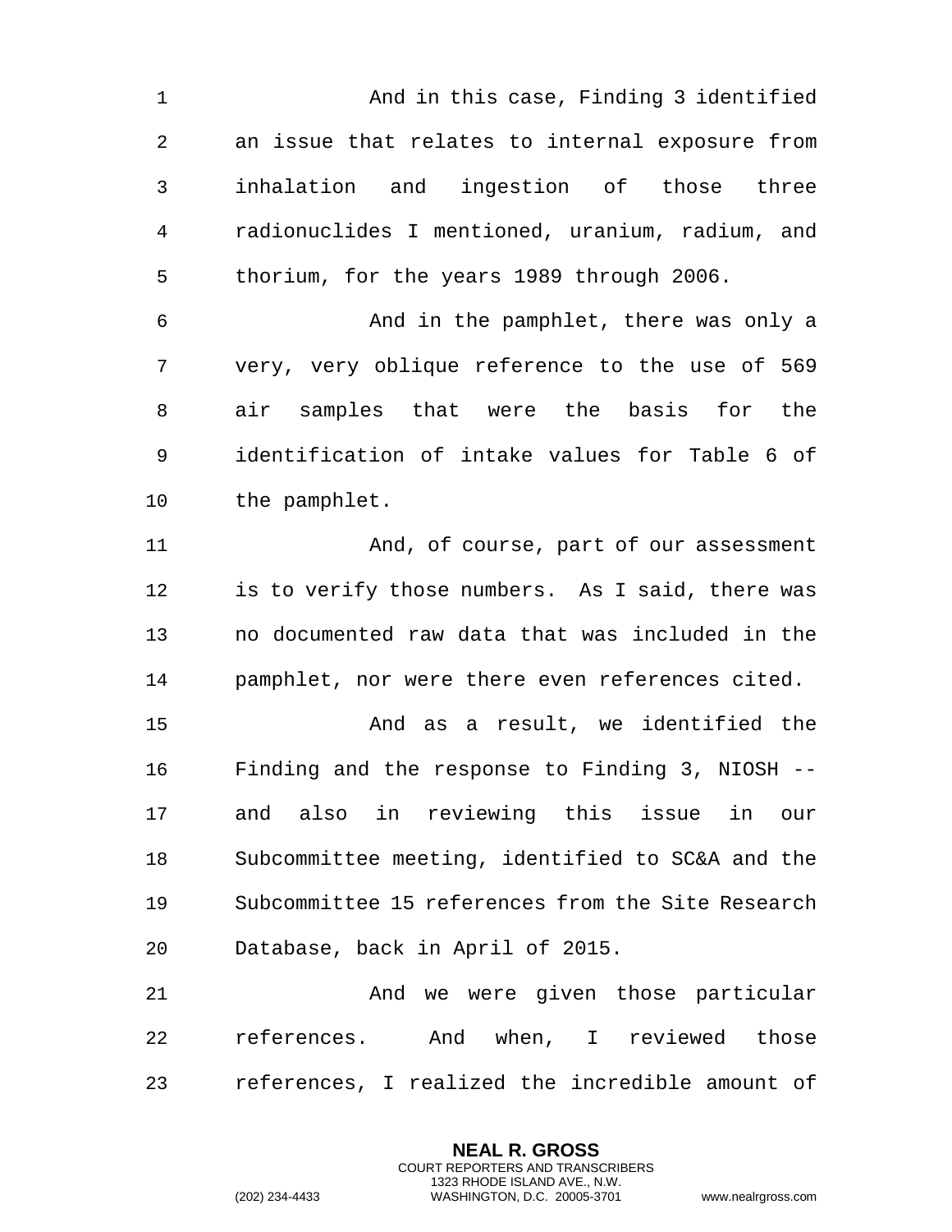And in this case, Finding 3 identified an issue that relates to internal exposure from inhalation and ingestion of those three radionuclides I mentioned, uranium, radium, and thorium, for the years 1989 through 2006.

And in the pamphlet, there was only a very, very oblique reference to the use of 569 air samples that were the basis for the identification of intake values for Table 6 of the pamphlet.

And, of course, part of our assessment is to verify those numbers. As I said, there was no documented raw data that was included in the pamphlet, nor were there even references cited.

And as a result, we identified the Finding and the response to Finding 3, NIOSH -- and also in reviewing this issue in our Subcommittee meeting, identified to SC&A and the Subcommittee 15 references from the Site Research Database, back in April of 2015.

And we were given those particular references. And when, I reviewed those references, I realized the incredible amount of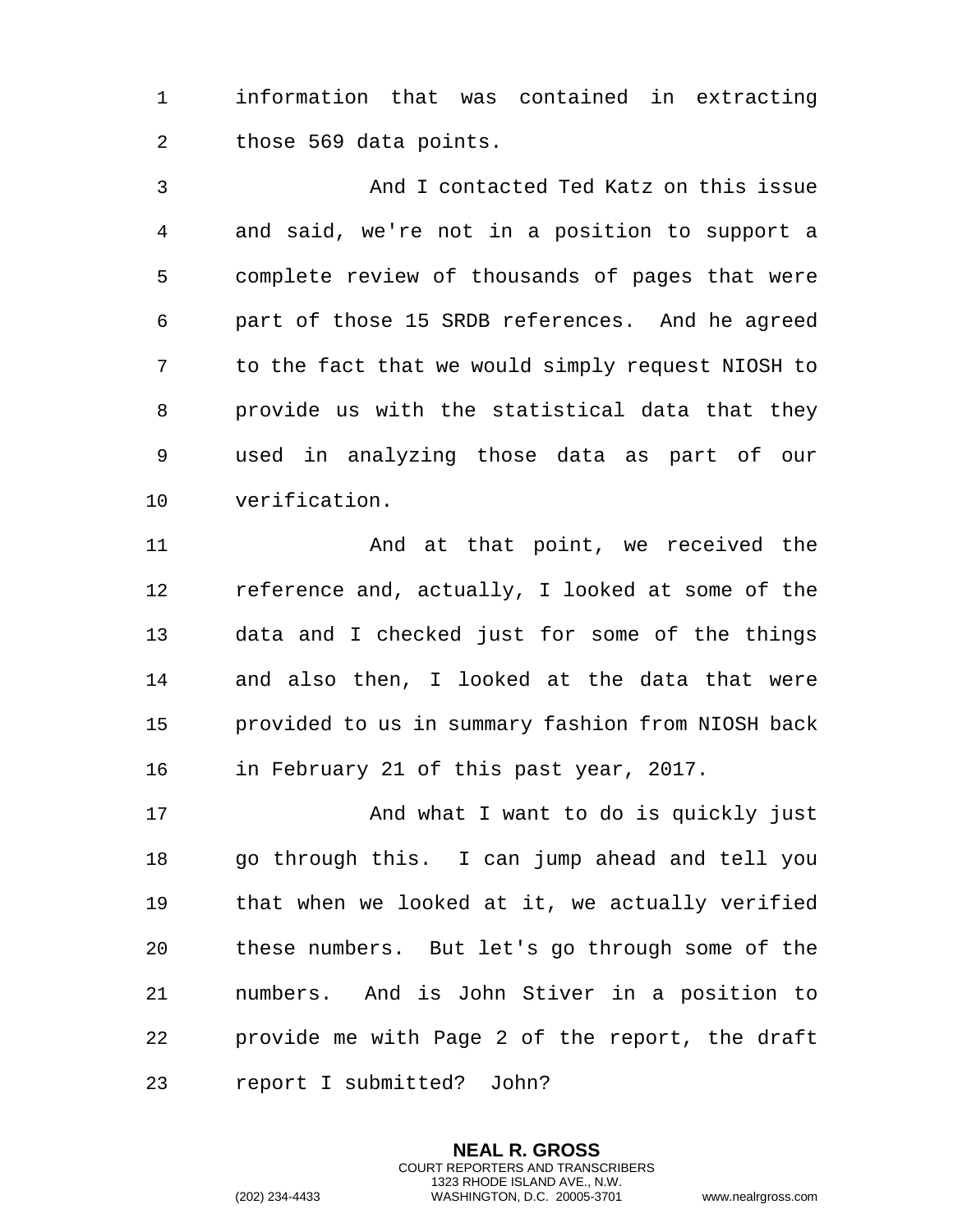information that was contained in extracting those 569 data points.

And I contacted Ted Katz on this issue and said, we're not in a position to support a complete review of thousands of pages that were part of those 15 SRDB references. And he agreed to the fact that we would simply request NIOSH to provide us with the statistical data that they used in analyzing those data as part of our verification.

And at that point, we received the reference and, actually, I looked at some of the data and I checked just for some of the things and also then, I looked at the data that were provided to us in summary fashion from NIOSH back in February 21 of this past year, 2017.

And what I want to do is quickly just go through this. I can jump ahead and tell you that when we looked at it, we actually verified these numbers. But let's go through some of the numbers. And is John Stiver in a position to provide me with Page 2 of the report, the draft report I submitted? John?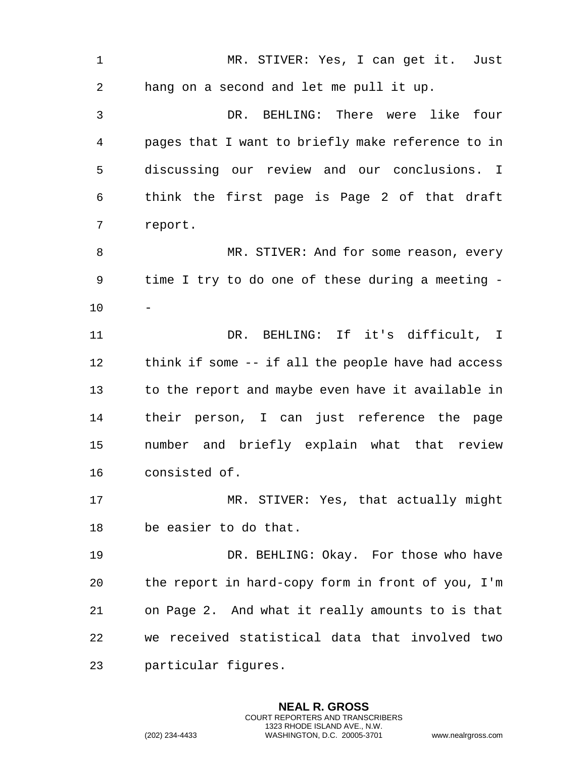MR. STIVER: Yes, I can get it. Just hang on a second and let me pull it up.

DR. BEHLING: There were like four pages that I want to briefly make reference to in discussing our review and our conclusions. I think the first page is Page 2 of that draft report.

MR. STIVER: And for some reason, every time I try to do one of these during a meeting --

DR. BEHLING: If it's difficult, I think if some -- if all the people have had access to the report and maybe even have it available in their person, I can just reference the page number and briefly explain what that review consisted of.

MR. STIVER: Yes, that actually might be easier to do that.

DR. BEHLING: Okay. For those who have the report in hard-copy form in front of you, I'm on Page 2. And what it really amounts to is that we received statistical data that involved two particular figures.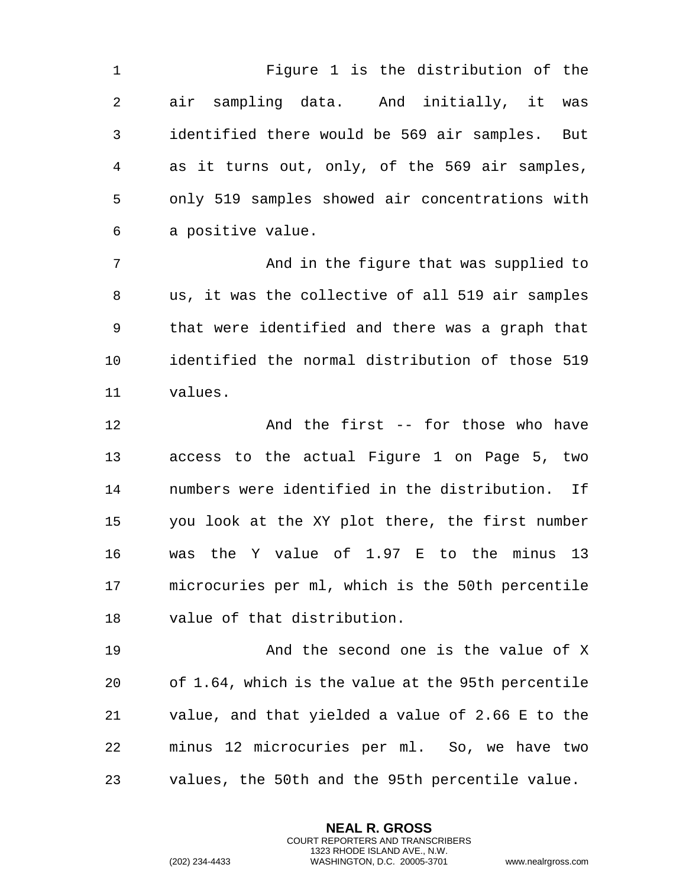Figure 1 is the distribution of the air sampling data. And initially, it was identified there would be 569 air samples. But as it turns out, only, of the 569 air samples, only 519 samples showed air concentrations with a positive value.

And in the figure that was supplied to us, it was the collective of all 519 air samples that were identified and there was a graph that identified the normal distribution of those 519 values.

And the first -- for those who have access to the actual Figure 1 on Page 5, two numbers were identified in the distribution. If you look at the XY plot there, the first number was the Y value of 1.97 E to the minus 13 microcuries per ml, which is the 50th percentile value of that distribution.

And the second one is the value of X of 1.64, which is the value at the 95th percentile value, and that yielded a value of 2.66 E to the minus 12 microcuries per ml. So, we have two values, the 50th and the 95th percentile value.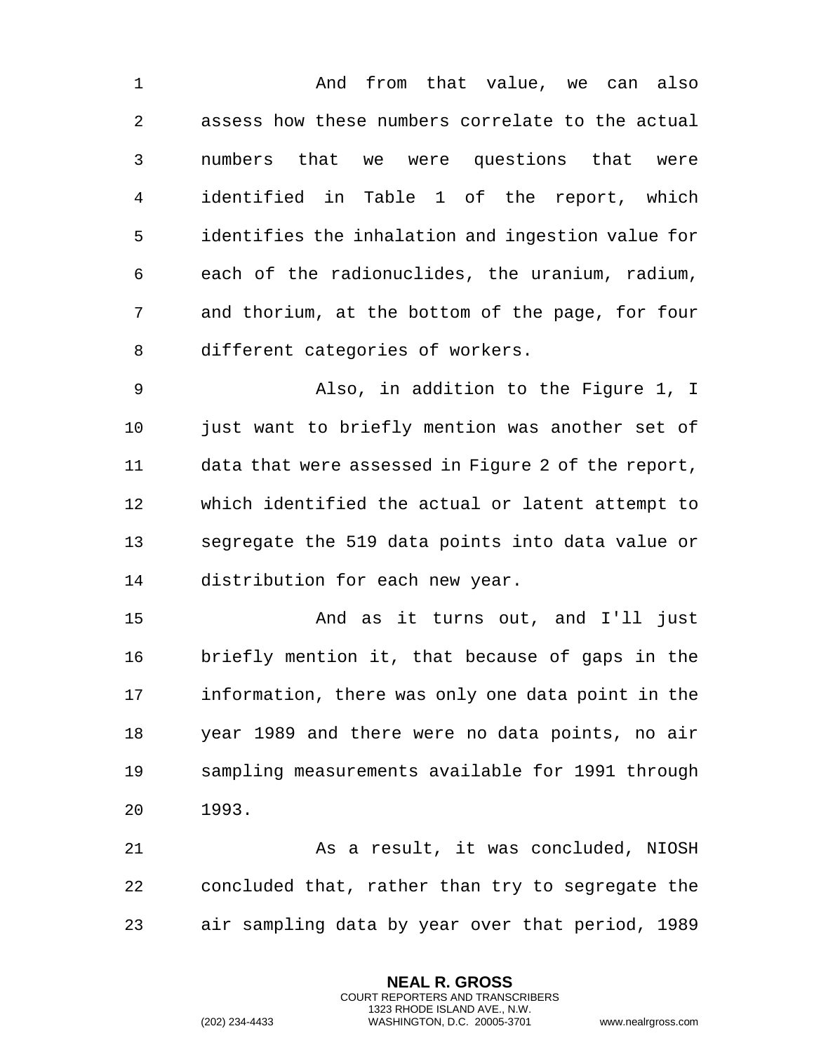And from that value, we can also assess how these numbers correlate to the actual numbers that we were questions that were identified in Table 1 of the report, which identifies the inhalation and ingestion value for each of the radionuclides, the uranium, radium, and thorium, at the bottom of the page, for four different categories of workers.

Also, in addition to the Figure 1, I just want to briefly mention was another set of data that were assessed in Figure 2 of the report, which identified the actual or latent attempt to segregate the 519 data points into data value or distribution for each new year.

And as it turns out, and I'll just briefly mention it, that because of gaps in the information, there was only one data point in the year 1989 and there were no data points, no air sampling measurements available for 1991 through 1993.

As a result, it was concluded, NIOSH concluded that, rather than try to segregate the air sampling data by year over that period, 1989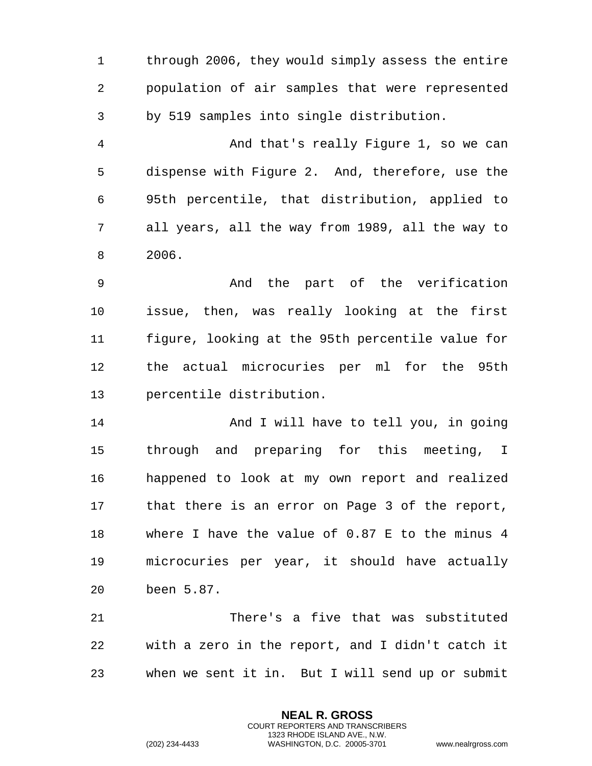through 2006, they would simply assess the entire population of air samples that were represented by 519 samples into single distribution.

And that's really Figure 1, so we can dispense with Figure 2. And, therefore, use the 95th percentile, that distribution, applied to all years, all the way from 1989, all the way to 2006.

And the part of the verification issue, then, was really looking at the first figure, looking at the 95th percentile value for the actual microcuries per ml for the 95th percentile distribution.

And I will have to tell you, in going through and preparing for this meeting, I happened to look at my own report and realized that there is an error on Page 3 of the report, where I have the value of 0.87 E to the minus 4 microcuries per year, it should have actually been 5.87.

There's a five that was substituted with a zero in the report, and I didn't catch it when we sent it in. But I will send up or submit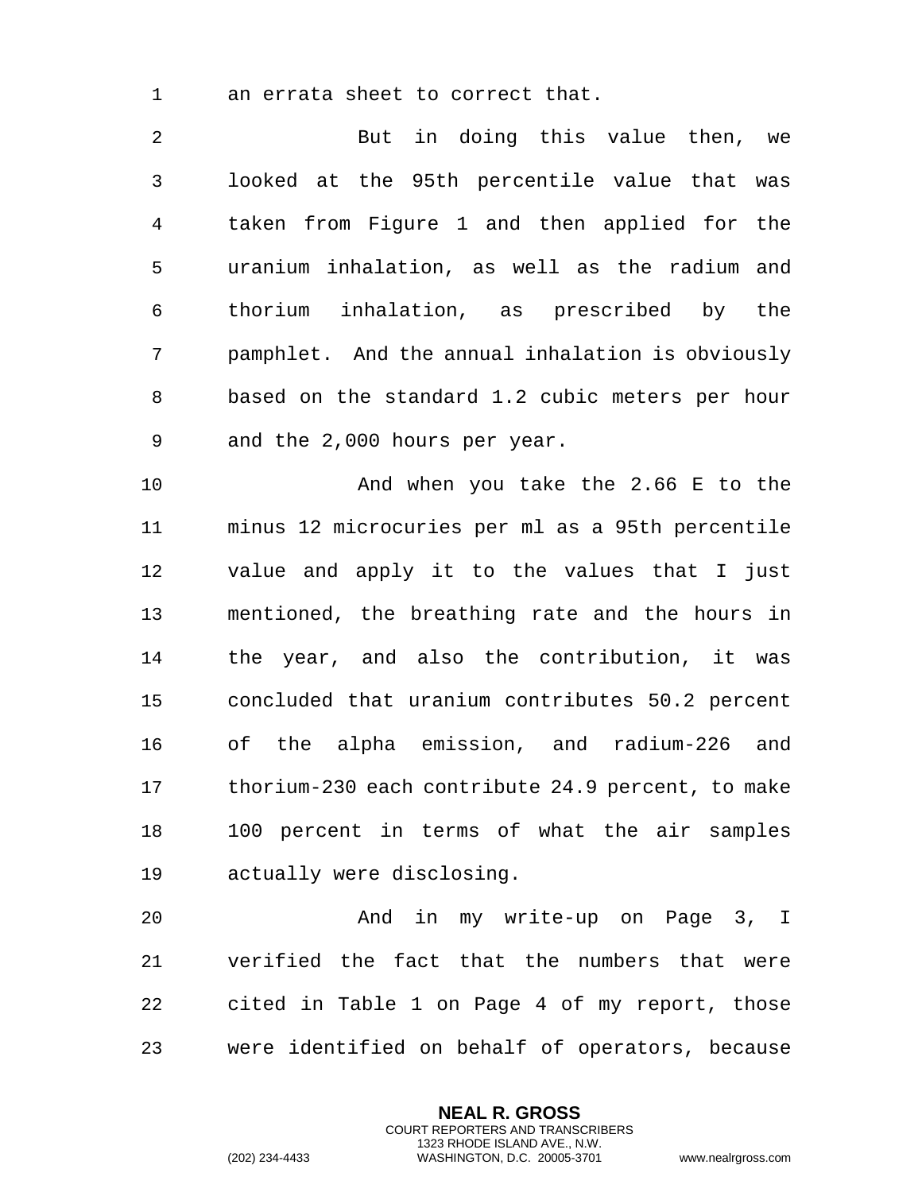an errata sheet to correct that.

But in doing this value then, we looked at the 95th percentile value that was taken from Figure 1 and then applied for the uranium inhalation, as well as the radium and thorium inhalation, as prescribed by the pamphlet. And the annual inhalation is obviously based on the standard 1.2 cubic meters per hour and the 2,000 hours per year.

And when you take the 2.66 E to the minus 12 microcuries per ml as a 95th percentile value and apply it to the values that I just mentioned, the breathing rate and the hours in the year, and also the contribution, it was concluded that uranium contributes 50.2 percent of the alpha emission, and radium-226 and thorium-230 each contribute 24.9 percent, to make 100 percent in terms of what the air samples actually were disclosing.

And in my write-up on Page 3, I verified the fact that the numbers that were cited in Table 1 on Page 4 of my report, those were identified on behalf of operators, because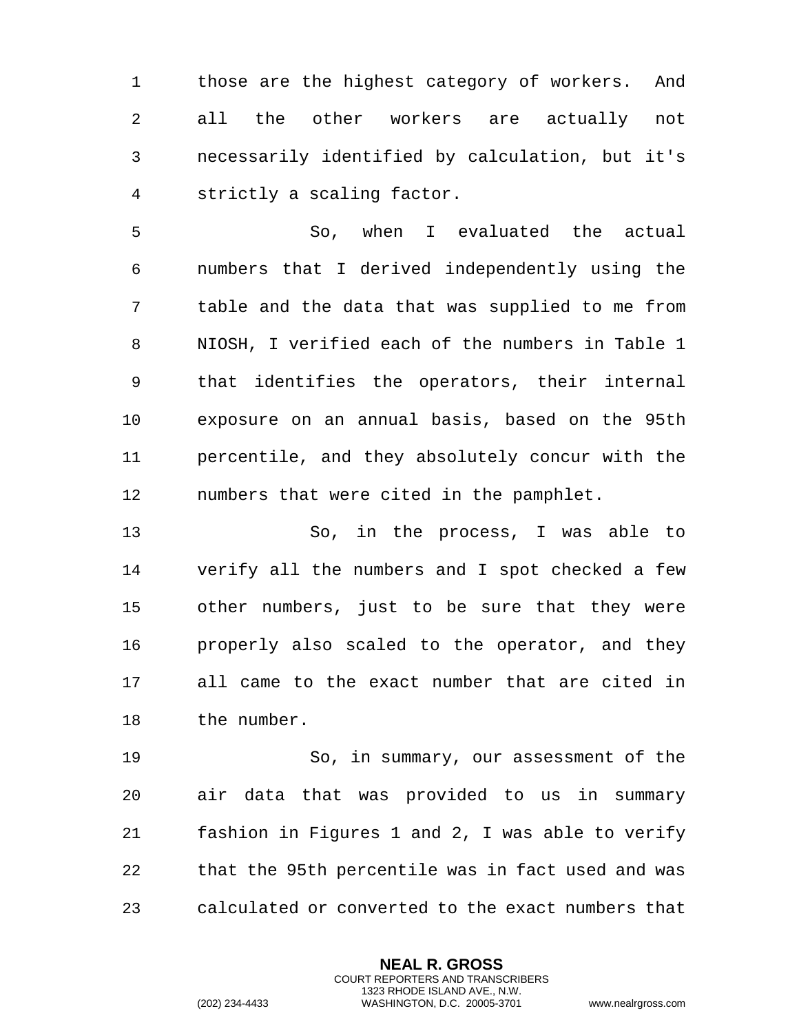those are the highest category of workers. And all the other workers are actually not necessarily identified by calculation, but it's strictly a scaling factor.

So, when I evaluated the actual numbers that I derived independently using the table and the data that was supplied to me from NIOSH, I verified each of the numbers in Table 1 that identifies the operators, their internal exposure on an annual basis, based on the 95th percentile, and they absolutely concur with the numbers that were cited in the pamphlet.

So, in the process, I was able to verify all the numbers and I spot checked a few other numbers, just to be sure that they were properly also scaled to the operator, and they all came to the exact number that are cited in the number.

So, in summary, our assessment of the air data that was provided to us in summary fashion in Figures 1 and 2, I was able to verify that the 95th percentile was in fact used and was calculated or converted to the exact numbers that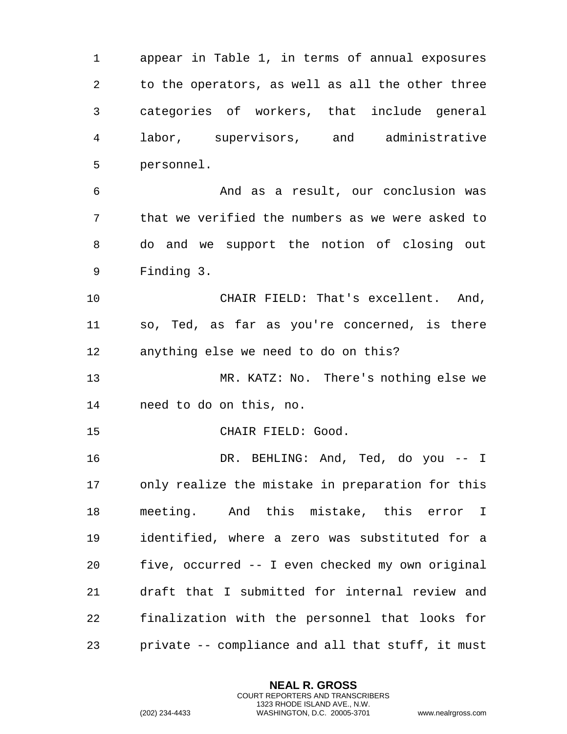appear in Table 1, in terms of annual exposures to the operators, as well as all the other three categories of workers, that include general labor, supervisors, and administrative personnel.

And as a result, our conclusion was that we verified the numbers as we were asked to do and we support the notion of closing out Finding 3.

CHAIR FIELD: That's excellent. And, so, Ted, as far as you're concerned, is there anything else we need to do on this?

MR. KATZ: No. There's nothing else we need to do on this, no.

CHAIR FIELD: Good.

DR. BEHLING: And, Ted, do you -- I only realize the mistake in preparation for this meeting. And this mistake, this error I identified, where a zero was substituted for a five, occurred -- I even checked my own original draft that I submitted for internal review and finalization with the personnel that looks for private -- compliance and all that stuff, it must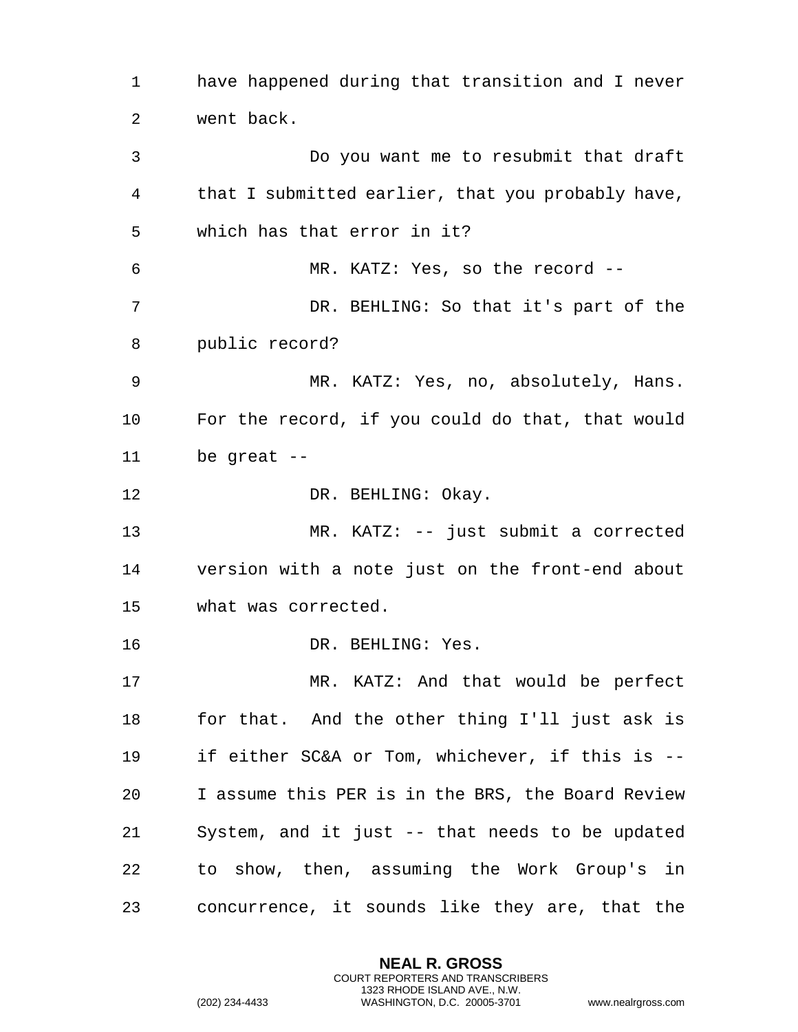have happened during that transition and I never went back.

Do you want me to resubmit that draft that I submitted earlier, that you probably have, which has that error in it?

MR. KATZ: Yes, so the record --

DR. BEHLING: So that it's part of the public record?

MR. KATZ: Yes, no, absolutely, Hans. For the record, if you could do that, that would be great --

DR. BEHLING: Okay.

MR. KATZ: -- just submit a corrected version with a note just on the front-end about what was corrected.

DR. BEHLING: Yes.

MR. KATZ: And that would be perfect for that. And the other thing I'll just ask is if either SC&A or Tom, whichever, if this is -- I assume this PER is in the BRS, the Board Review System, and it just -- that needs to be updated to show, then, assuming the Work Group's in concurrence, it sounds like they are, that the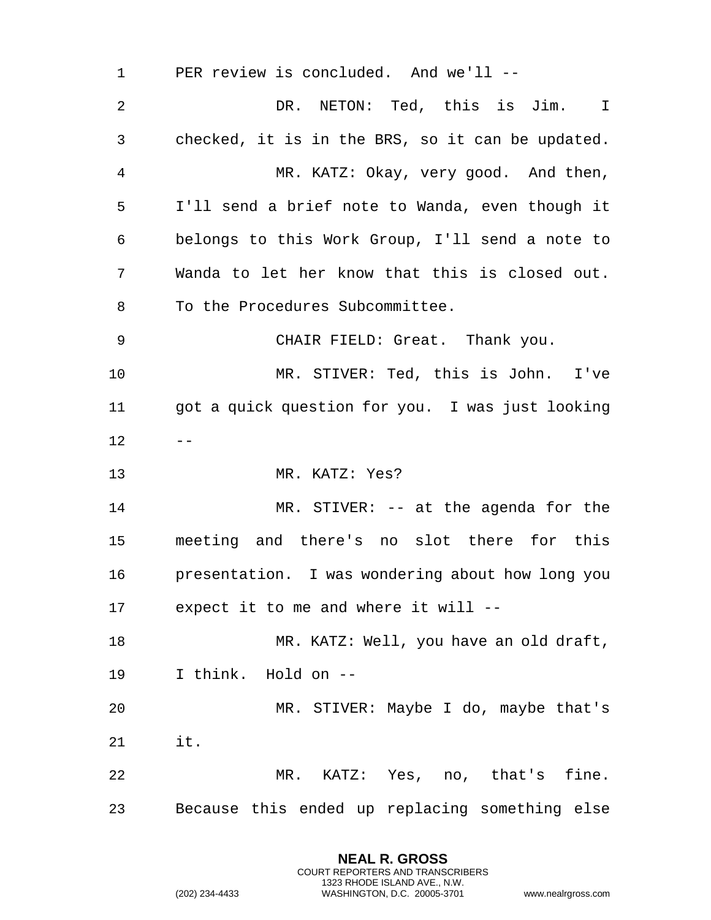PER review is concluded. And we'll --

DR. NETON: Ted, this is Jim. I checked, it is in the BRS, so it can be updated.

MR. KATZ: Okay, very good. And then, I'll send a brief note to Wanda, even though it belongs to this Work Group, I'll send a note to Wanda to let her know that this is closed out. To the Procedures Subcommittee.

CHAIR FIELD: Great. Thank you.

MR. STIVER: Ted, this is John. I've got a quick question for you. I was just looking --

MR. KATZ: Yes?

MR. STIVER: -- at the agenda for the meeting and there's no slot there for this presentation. I was wondering about how long you expect it to me and where it will --

MR. KATZ: Well, you have an old draft, I think. Hold on --

MR. STIVER: Maybe I do, maybe that's it.

MR. KATZ: Yes, no, that's fine. Because this ended up replacing something else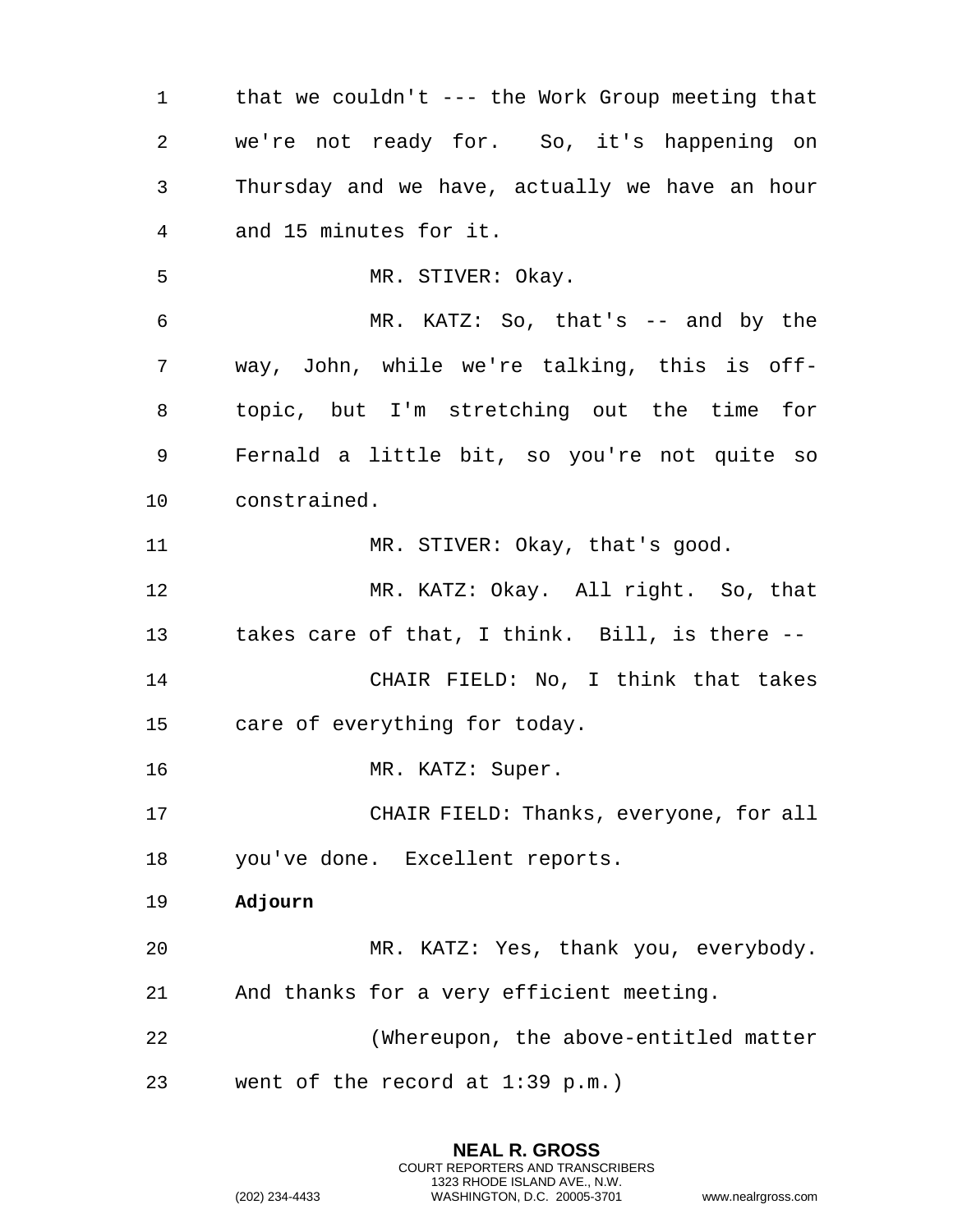that we couldn't --- the Work Group meeting that we're not ready for. So, it's happening on Thursday and we have, actually we have an hour and 15 minutes for it.

MR. STIVER: Okay.

MR. KATZ: So, that's -- and by the way, John, while we're talking, this is off-topic, but I'm stretching out the time for Fernald a little bit, so you're not quite so constrained.

MR. STIVER: Okay, that's good.

MR. KATZ: Okay. All right. So, that takes care of that, I think. Bill, is there --

CHAIR FIELD: No, I think that takes care of everything for today.

MR. KATZ: Super.

CHAIR FIELD: Thanks, everyone, for all you've done. Excellent reports.

**Adjourn**

MR. KATZ: Yes, thank you, everybody. And thanks for a very efficient meeting.

(Whereupon, the above-entitled matter went of the record at 1:39 p.m.)